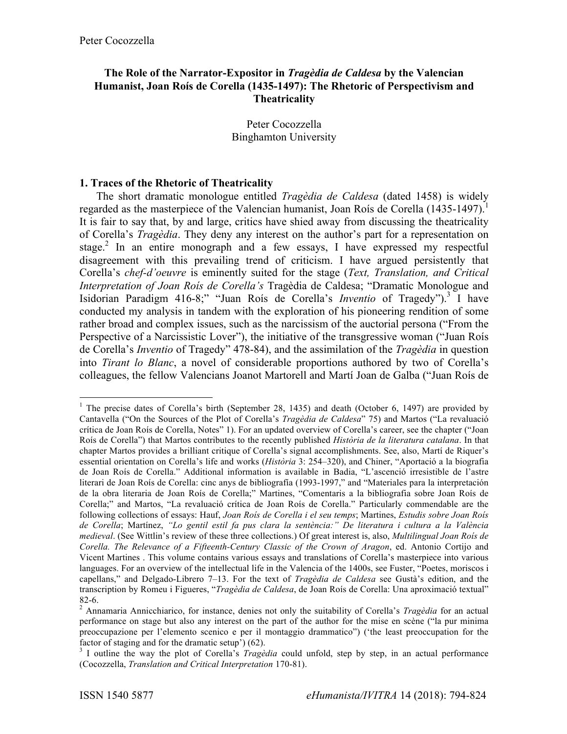# The Role of the Narrator-Expositor in *Tragèdia de Caldesa* by the Valencian Humanist, Joan Roís de Corella (1435-1497): The Rhetoric of Perspectivism and Theatricality

Peter Cocozzella
Binghamton University

## 1. Traces of the Rhetoric of Theatricality

The short dramatic monologue entitled *Tragèdia de Caldesa* (dated 1458) is widely regarded as the masterpiece of the Valencian humanist, Joan Roís de Corella (1435-1497).[1] It is fair to say that, by and large, critics have shied away from discussing the theatricality of Corella's *Tragèdia*. They deny any interest on the author's part for a representation on stage.[2] In an entire monograph and a few essays, I have expressed my respectful disagreement with this prevailing trend of criticism. I have argued persistently that Corella's *chef-d'oeuvre* is eminently suited for the stage (*Text, Translation, and Critical Interpretation of Joan Roís de Corella's* Tragèdia de Caldesa; "Dramatic Monologue and Isidorian Paradigm 416-8;" "Juan Roís de Corella's *Inventio* of Tragedy").[3] I have conducted my analysis in tandem with the exploration of his pioneering rendition of some rather broad and complex issues, such as the narcissism of the auctorial persona ("From the Perspective of a Narcissistic Lover"), the initiative of the transgressive woman ("Juan Roís de Corella's *Inventio* of Tragedy" 478-84), and the assimilation of the *Tragèdia* in question into *Tirant lo Blanc*, a novel of considerable proportions authored by two of Corella's colleagues, the fellow Valencians Joanot Martorell and Martí Joan de Galba ("Juan Roís de

---

[1] The precise dates of Corella's birth (September 28, 1435) and death (October 6, 1497) are provided by Cantavella ("On the Sources of the Plot of Corella's *Tragèdia de Caldesa*" 75) and Martos ("La revaluació crítica de Joan Roís de Corella, Notes" 1). For an updated overview of Corella's career, see the chapter ("Joan Roís de Corella") that Martos contributes to the recently published *Història de la literatura catalana*. In that chapter Martos provides a brilliant critique of Corella's signal accomplishments. See, also, Martí de Riquer's essential orientation on Corella's life and works (*Història* 3: 254–320), and Chiner, "Aportació a la biografia de Joan Roís de Corella." Additional information is available in Badia, "L'ascenció irresistible de l'astre literari de Joan Roís de Corella: cinc anys de bibliografia (1993-1997," and "Materiales para la interpretación de la obra literaria de Joan Roís de Corella;" Martines, "Comentaris a la bibliografia sobre Joan Roís de Corella;" and Martos, "La revaluació crítica de Joan Roís de Corella." Particularly commendable are the following collections of essays: Hauf, *Joan Roís de Corella i el seu temps*; Martines, *Estudis sobre Joan Roís de Corella*; Martínez, *"Lo gentil estil fa pus clara la sentència:" De literatura i cultura a la València medieval*. (See Wittlin's review of these three collections.) Of great interest is, also, *Multilingual Joan Roís de Corella. The Relevance of a Fifteenth-Century Classic of the Crown of Aragon*, ed. Antonio Cortijo and Vicent Martines . This volume contains various essays and translations of Corella's masterpiece into various languages. For an overview of the intellectual life in the Valencia of the 1400s, see Fuster, "Poetes, moriscos i capellans," and Delgado-Librero 7–13. For the text of *Tragèdia de Caldesa* see Gustà's edition, and the transcription by Romeu i Figueres, "*Tragèdia de Caldesa*, de Joan Roís de Corella: Una aproximació textual" 82-6.

[2] Annamaria Annicchiarico, for instance, denies not only the suitability of Corella's *Tragèdia* for an actual performance on stage but also any interest on the part of the author for the mise en scène ("la pur minima preoccupazione per l'elemento scenico e per il montaggio drammatico") ('the least preoccupation for the factor of staging and for the dramatic setup') (62).

[3] I outline the way the plot of Corella's *Tragèdia* could unfold, step by step, in an actual performance (Cocozzella, *Translation and Critical Interpretation* 170-81).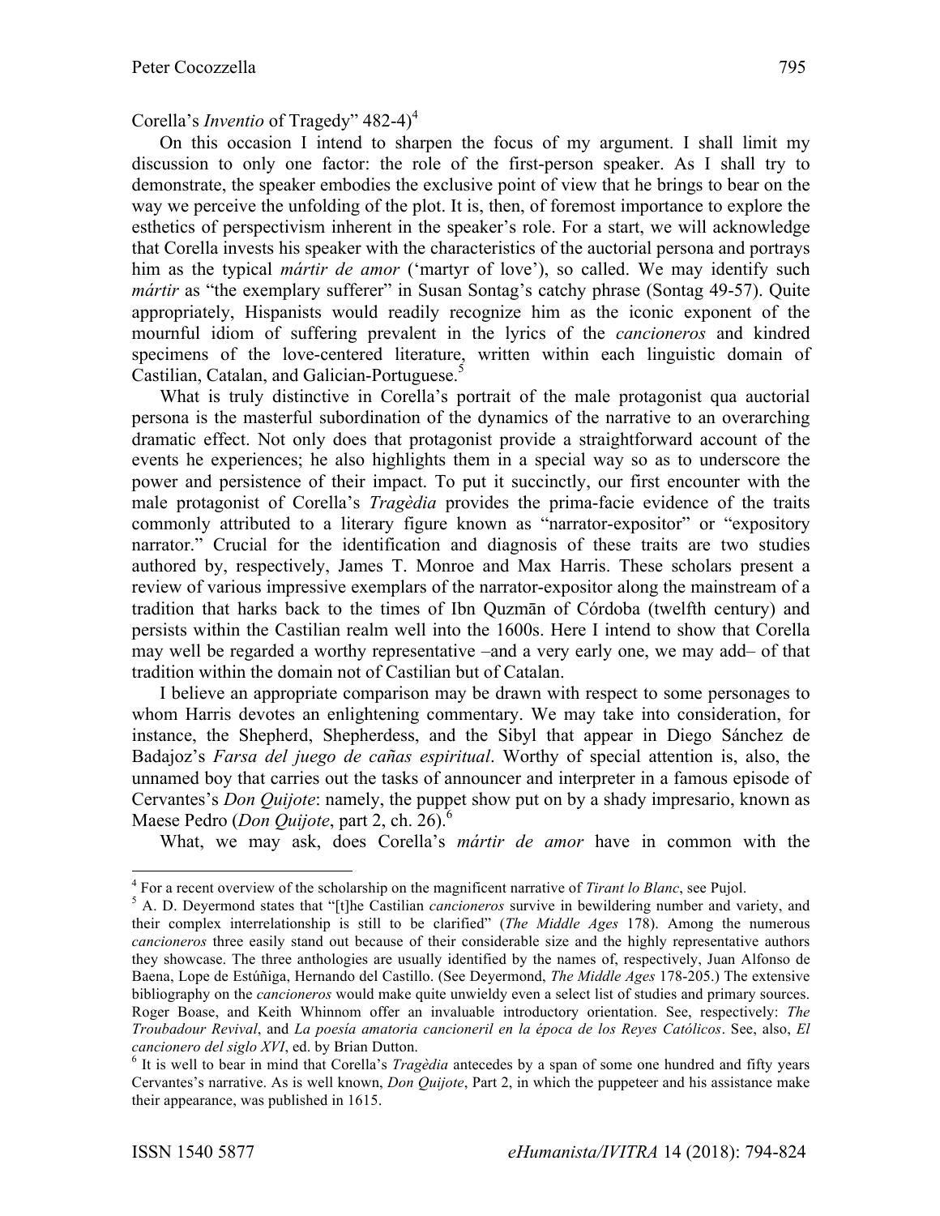Corella's *Inventio* of Tragedy" 482-4)[4]

On this occasion I intend to sharpen the focus of my argument. I shall limit my discussion to only one factor: the role of the first-person speaker. As I shall try to demonstrate, the speaker embodies the exclusive point of view that he brings to bear on the way we perceive the unfolding of the plot. It is, then, of foremost importance to explore the esthetics of perspectivism inherent in the speaker's role. For a start, we will acknowledge that Corella invests his speaker with the characteristics of the auctorial persona and portrays him as the typical *mártir de amor* ('martyr of love'), so called. We may identify such *mártir* as "the exemplary sufferer" in Susan Sontag's catchy phrase (Sontag 49-57). Quite appropriately, Hispanists would readily recognize him as the iconic exponent of the mournful idiom of suffering prevalent in the lyrics of the *cancioneros* and kindred specimens of the love-centered literature, written within each linguistic domain of Castilian, Catalan, and Galician-Portuguese.[5]

What is truly distinctive in Corella's portrait of the male protagonist qua auctorial persona is the masterful subordination of the dynamics of the narrative to an overarching dramatic effect. Not only does that protagonist provide a straightforward account of the events he experiences; he also highlights them in a special way so as to underscore the power and persistence of their impact. To put it succinctly, our first encounter with the male protagonist of Corella's *Tragèdia* provides the prima-facie evidence of the traits commonly attributed to a literary figure known as "narrator-expositor" or "expository narrator." Crucial for the identification and diagnosis of these traits are two studies authored by, respectively, James T. Monroe and Max Harris. These scholars present a review of various impressive exemplars of the narrator-expositor along the mainstream of a tradition that harks back to the times of Ibn Quzmān of Córdoba (twelfth century) and persists within the Castilian realm well into the 1600s. Here I intend to show that Corella may well be regarded a worthy representative –and a very early one, we may add– of that tradition within the domain not of Castilian but of Catalan.

I believe an appropriate comparison may be drawn with respect to some personages to whom Harris devotes an enlightening commentary. We may take into consideration, for instance, the Shepherd, Shepherdess, and the Sibyl that appear in Diego Sánchez de Badajoz's *Farsa del juego de cañas espiritual*. Worthy of special attention is, also, the unnamed boy that carries out the tasks of announcer and interpreter in a famous episode of Cervantes's *Don Quijote*: namely, the puppet show put on by a shady impresario, known as Maese Pedro (*Don Quijote*, part 2, ch. 26).[6]

What, we may ask, does Corella's *mártir de amor* have in common with the

---

[4] For a recent overview of the scholarship on the magnificent narrative of *Tirant lo Blanc*, see Pujol.

[5] A. D. Deyermond states that "[t]he Castilian *cancioneros* survive in bewildering number and variety, and their complex interrelationship is still to be clarified" (*The Middle Ages* 178). Among the numerous *cancioneros* three easily stand out because of their considerable size and the highly representative authors they showcase. The three anthologies are usually identified by the names of, respectively, Juan Alfonso de Baena, Lope de Estúñiga, Hernando del Castillo. (See Deyermond, *The Middle Ages* 178-205.) The extensive bibliography on the *cancioneros* would make quite unwieldy even a select list of studies and primary sources. Roger Boase, and Keith Whinnom offer an invaluable introductory orientation. See, respectively: *The Troubadour Revival*, and *La poesía amatoria cancioneril en la época de los Reyes Católicos*. See, also, *El cancionero del siglo XVI*, ed. by Brian Dutton.

[6] It is well to bear in mind that Corella's *Tragèdia* antecedes by a span of some one hundred and fifty years Cervantes's narrative. As is well known, *Don Quijote*, Part 2, in which the puppeteer and his assistance make their appearance, was published in 1615.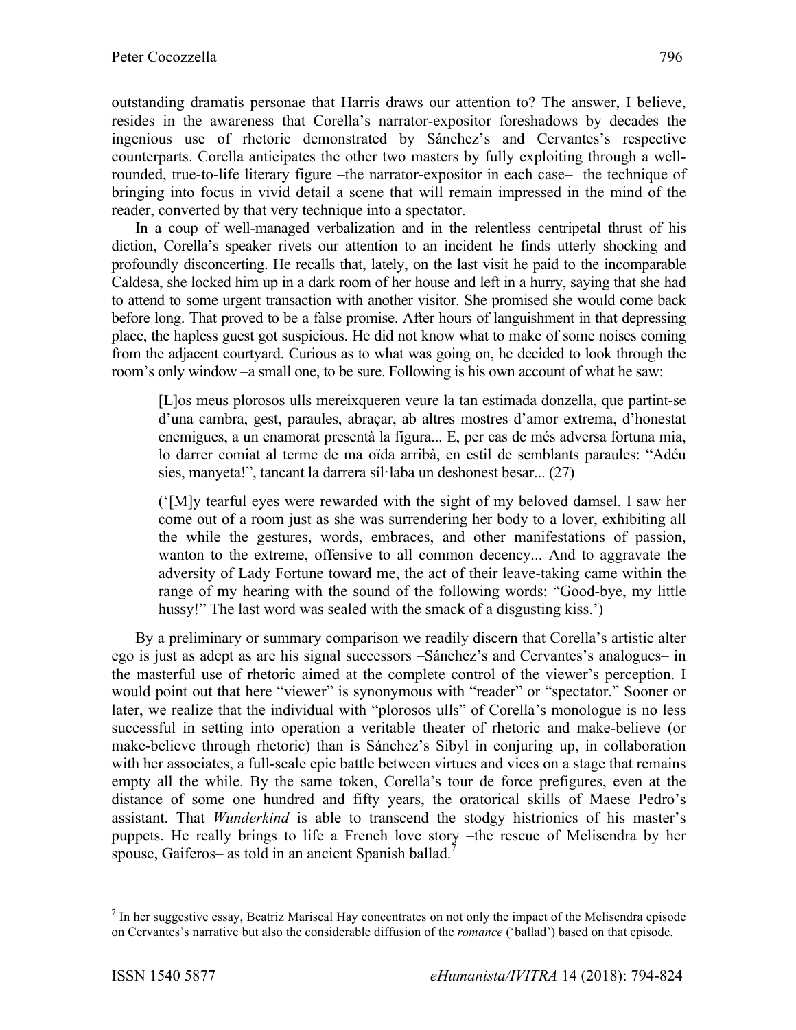outstanding dramatis personae that Harris draws our attention to? The answer, I believe, resides in the awareness that Corella's narrator-expositor foreshadows by decades the ingenious use of rhetoric demonstrated by Sánchez's and Cervantes's respective counterparts. Corella anticipates the other two masters by fully exploiting through a well-rounded, true-to-life literary figure –the narrator-expositor in each case– the technique of bringing into focus in vivid detail a scene that will remain impressed in the mind of the reader, converted by that very technique into a spectator.

In a coup of well-managed verbalization and in the relentless centripetal thrust of his diction, Corella's speaker rivets our attention to an incident he finds utterly shocking and profoundly disconcerting. He recalls that, lately, on the last visit he paid to the incomparable Caldesa, she locked him up in a dark room of her house and left in a hurry, saying that she had to attend to some urgent transaction with another visitor. She promised she would come back before long. That proved to be a false promise. After hours of languishment in that depressing place, the hapless guest got suspicious. He did not know what to make of some noises coming from the adjacent courtyard. Curious as to what was going on, he decided to look through the room's only window –a small one, to be sure. Following is his own account of what he saw:

> [L]os meus plorosos ulls mereixqueren veure la tan estimada donzella, que partint-se d'una cambra, gest, paraules, abraçar, ab altres mostres d'amor extrema, d'honestat enemigues, a un enamorat presentà la figura... E, per cas de més adversa fortuna mia, lo darrer comiat al terme de ma oïda arribà, en estil de semblants paraules: "Adéu sies, manyeta!", tancant la darrera síl·laba un deshonest besar... (27)
>
> ('[M]y tearful eyes were rewarded with the sight of my beloved damsel. I saw her come out of a room just as she was surrendering her body to a lover, exhibiting all the while the gestures, words, embraces, and other manifestations of passion, wanton to the extreme, offensive to all common decency... And to aggravate the adversity of Lady Fortune toward me, the act of their leave-taking came within the range of my hearing with the sound of the following words: "Good-bye, my little hussy!" The last word was sealed with the smack of a disgusting kiss.')

By a preliminary or summary comparison we readily discern that Corella's artistic alter ego is just as adept as are his signal successors –Sánchez's and Cervantes's analogues– in the masterful use of rhetoric aimed at the complete control of the viewer's perception. I would point out that here "viewer" is synonymous with "reader" or "spectator." Sooner or later, we realize that the individual with "plorosos ulls" of Corella's monologue is no less successful in setting into operation a veritable theater of rhetoric and make-believe (or make-believe through rhetoric) than is Sánchez's Sibyl in conjuring up, in collaboration with her associates, a full-scale epic battle between virtues and vices on a stage that remains empty all the while. By the same token, Corella's tour de force prefigures, even at the distance of some one hundred and fifty years, the oratorical skills of Maese Pedro's assistant. That *Wunderkind* is able to transcend the stodgy histrionics of his master's puppets. He really brings to life a French love story –the rescue of Melisendra by her spouse, Gaiferos– as told in an ancient Spanish ballad.[7]

---

[7] In her suggestive essay, Beatriz Mariscal Hay concentrates on not only the impact of the Melisendra episode on Cervantes's narrative but also the considerable diffusion of the *romance* ('ballad') based on that episode.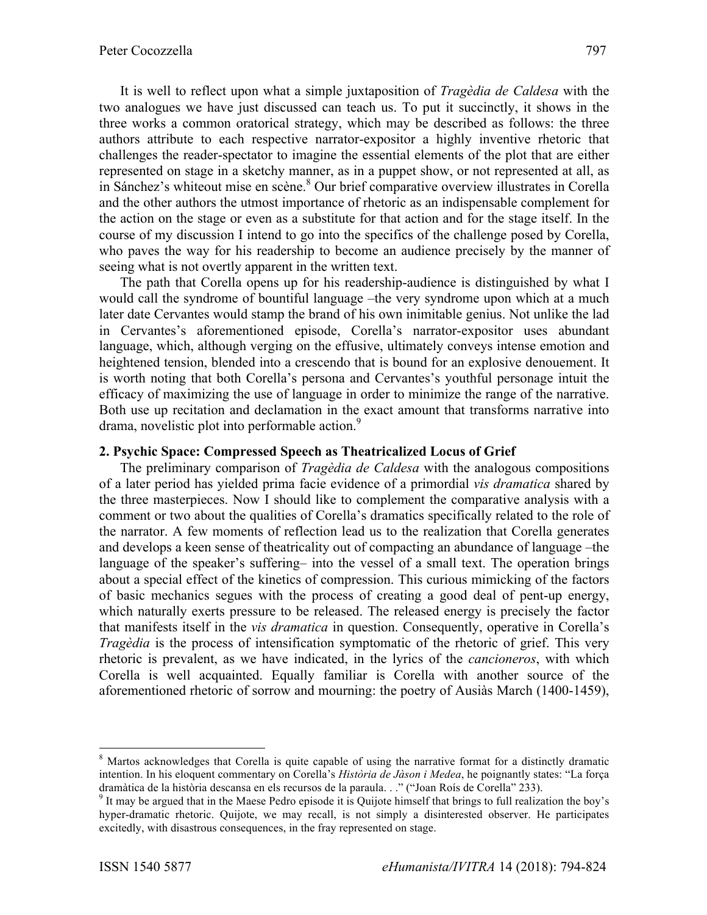It is well to reflect upon what a simple juxtaposition of *Tragèdia de Caldesa* with the two analogues we have just discussed can teach us. To put it succinctly, it shows in the three works a common oratorical strategy, which may be described as follows: the three authors attribute to each respective narrator-expositor a highly inventive rhetoric that challenges the reader-spectator to imagine the essential elements of the plot that are either represented on stage in a sketchy manner, as in a puppet show, or not represented at all, as in Sánchez's whiteout mise en scène.[8] Our brief comparative overview illustrates in Corella and the other authors the utmost importance of rhetoric as an indispensable complement for the action on the stage or even as a substitute for that action and for the stage itself. In the course of my discussion I intend to go into the specifics of the challenge posed by Corella, who paves the way for his readership to become an audience precisely by the manner of seeing what is not overtly apparent in the written text.

The path that Corella opens up for his readership-audience is distinguished by what I would call the syndrome of bountiful language –the very syndrome upon which at a much later date Cervantes would stamp the brand of his own inimitable genius. Not unlike the lad in Cervantes's aforementioned episode, Corella's narrator-expositor uses abundant language, which, although verging on the effusive, ultimately conveys intense emotion and heightened tension, blended into a crescendo that is bound for an explosive denouement. It is worth noting that both Corella's persona and Cervantes's youthful personage intuit the efficacy of maximizing the use of language in order to minimize the range of the narrative. Both use up recitation and declamation in the exact amount that transforms narrative into drama, novelistic plot into performable action.[9]

## 2. Psychic Space: Compressed Speech as Theatricalized Locus of Grief

The preliminary comparison of *Tragèdia de Caldesa* with the analogous compositions of a later period has yielded prima facie evidence of a primordial *vis dramatica* shared by the three masterpieces. Now I should like to complement the comparative analysis with a comment or two about the qualities of Corella's dramatics specifically related to the role of the narrator. A few moments of reflection lead us to the realization that Corella generates and develops a keen sense of theatricality out of compacting an abundance of language –the language of the speaker's suffering– into the vessel of a small text. The operation brings about a special effect of the kinetics of compression. This curious mimicking of the factors of basic mechanics segues with the process of creating a good deal of pent-up energy, which naturally exerts pressure to be released. The released energy is precisely the factor that manifests itself in the *vis dramatica* in question. Consequently, operative in Corella's *Tragèdia* is the process of intensification symptomatic of the rhetoric of grief. This very rhetoric is prevalent, as we have indicated, in the lyrics of the *cancioneros*, with which Corella is well acquainted. Equally familiar is Corella with another source of the aforementioned rhetoric of sorrow and mourning: the poetry of Ausiàs March (1400-1459),

---

[8] Martos acknowledges that Corella is quite capable of using the narrative format for a distinctly dramatic intention. In his eloquent commentary on Corella's *Història de Jàson i Medea*, he poignantly states: "La força dramàtica de la història descansa en els recursos de la paraula. . ." ("Joan Roís de Corella" 233).

[9] It may be argued that in the Maese Pedro episode it is Quijote himself that brings to full realization the boy's hyper-dramatic rhetoric. Quijote, we may recall, is not simply a disinterested observer. He participates excitedly, with disastrous consequences, in the fray represented on stage.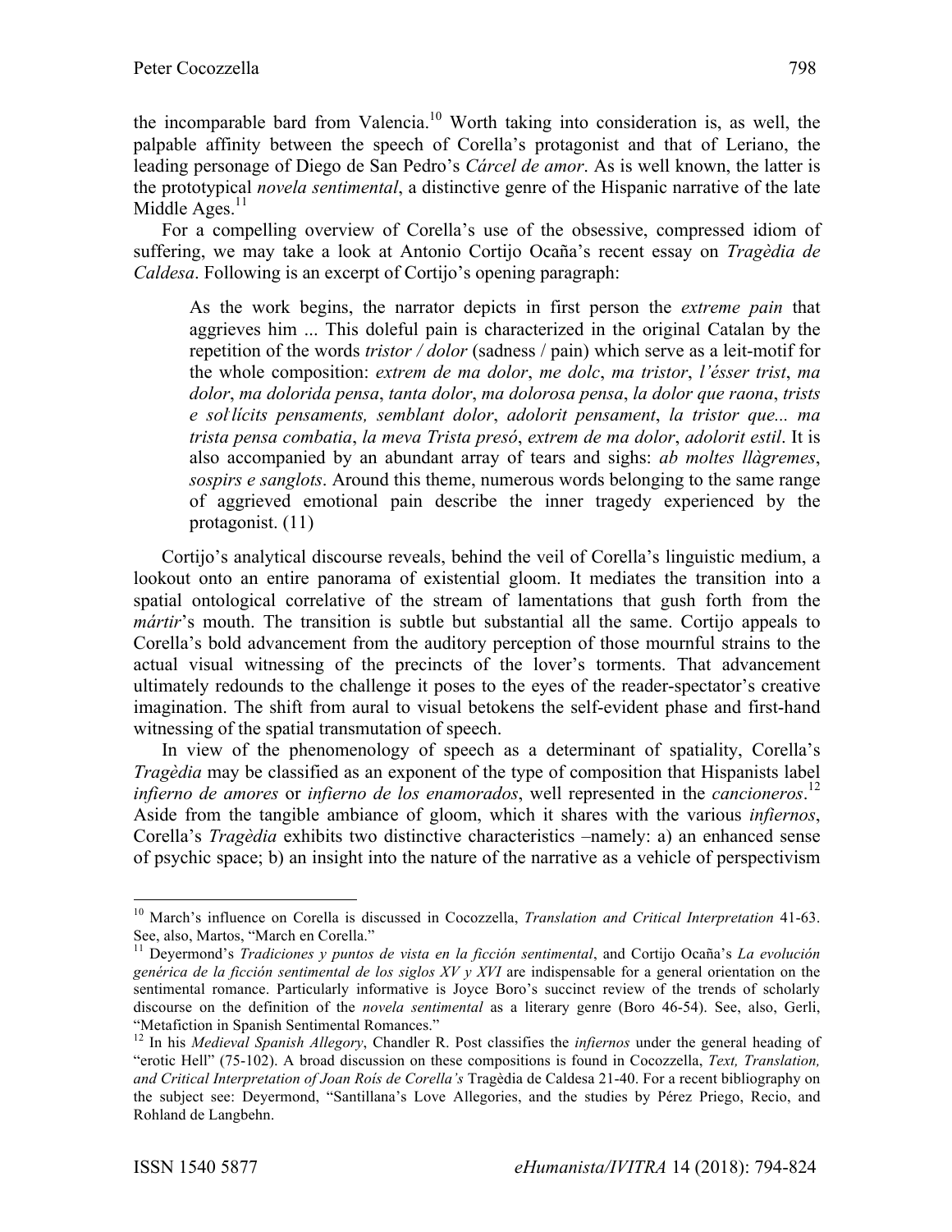the incomparable bard from Valencia.[10] Worth taking into consideration is, as well, the palpable affinity between the speech of Corella's protagonist and that of Leriano, the leading personage of Diego de San Pedro's *Cárcel de amor*. As is well known, the latter is the prototypical *novela sentimental*, a distinctive genre of the Hispanic narrative of the late Middle Ages.[11]

For a compelling overview of Corella's use of the obsessive, compressed idiom of suffering, we may take a look at Antonio Cortijo Ocaña's recent essay on *Tragèdia de Caldesa*. Following is an excerpt of Cortijo's opening paragraph:

> As the work begins, the narrator depicts in first person the *extreme pain* that aggrieves him ... This doleful pain is characterized in the original Catalan by the repetition of the words *tristor / dolor* (sadness / pain) which serve as a leit-motif for the whole composition: *extrem de ma dolor*, *me dolc*, *ma tristor*, *l'ésser trist*, *ma dolor*, *ma dolorida pensa*, *tanta dolor*, *ma dolorosa pensa*, *la dolor que raona*, *trists e sol·lícits pensaments, semblant dolor*, *adolorit pensament*, *la tristor que... ma trista pensa combatia*, *la meva Trista presó*, *extrem de ma dolor*, *adolorit estil*. It is also accompanied by an abundant array of tears and sighs: *ab moltes llàgremes*, *sospirs e sanglots*. Around this theme, numerous words belonging to the same range of aggrieved emotional pain describe the inner tragedy experienced by the protagonist. (11)

Cortijo's analytical discourse reveals, behind the veil of Corella's linguistic medium, a lookout onto an entire panorama of existential gloom. It mediates the transition into a spatial ontological correlative of the stream of lamentations that gush forth from the *mártir*'s mouth. The transition is subtle but substantial all the same. Cortijo appeals to Corella's bold advancement from the auditory perception of those mournful strains to the actual visual witnessing of the precincts of the lover's torments. That advancement ultimately redounds to the challenge it poses to the eyes of the reader-spectator's creative imagination. The shift from aural to visual betokens the self-evident phase and first-hand witnessing of the spatial transmutation of speech.

In view of the phenomenology of speech as a determinant of spatiality, Corella's *Tragèdia* may be classified as an exponent of the type of composition that Hispanists label *infierno de amores* or *infierno de los enamorados*, well represented in the *cancioneros*.[12] Aside from the tangible ambiance of gloom, which it shares with the various *infiernos*, Corella's *Tragèdia* exhibits two distinctive characteristics –namely: a) an enhanced sense of psychic space; b) an insight into the nature of the narrative as a vehicle of perspectivism

---

[10] March's influence on Corella is discussed in Cocozzella, *Translation and Critical Interpretation* 41-63. See, also, Martos, "March en Corella."

[11] Deyermond's *Tradiciones y puntos de vista en la ficción sentimental*, and Cortijo Ocaña's *La evolución genérica de la ficción sentimental de los siglos XV y XVI* are indispensable for a general orientation on the sentimental romance. Particularly informative is Joyce Boro's succinct review of the trends of scholarly discourse on the definition of the *novela sentimental* as a literary genre (Boro 46-54). See, also, Gerli, "Metafiction in Spanish Sentimental Romances."

[12] In his *Medieval Spanish Allegory*, Chandler R. Post classifies the *infiernos* under the general heading of "erotic Hell" (75-102). A broad discussion on these compositions is found in Cocozzella, *Text, Translation, and Critical Interpretation of Joan Roís de Corella's* Tragèdia de Caldesa 21-40. For a recent bibliography on the subject see: Deyermond, "Santillana's Love Allegories, and the studies by Pérez Priego, Recio, and Rohland de Langbehn.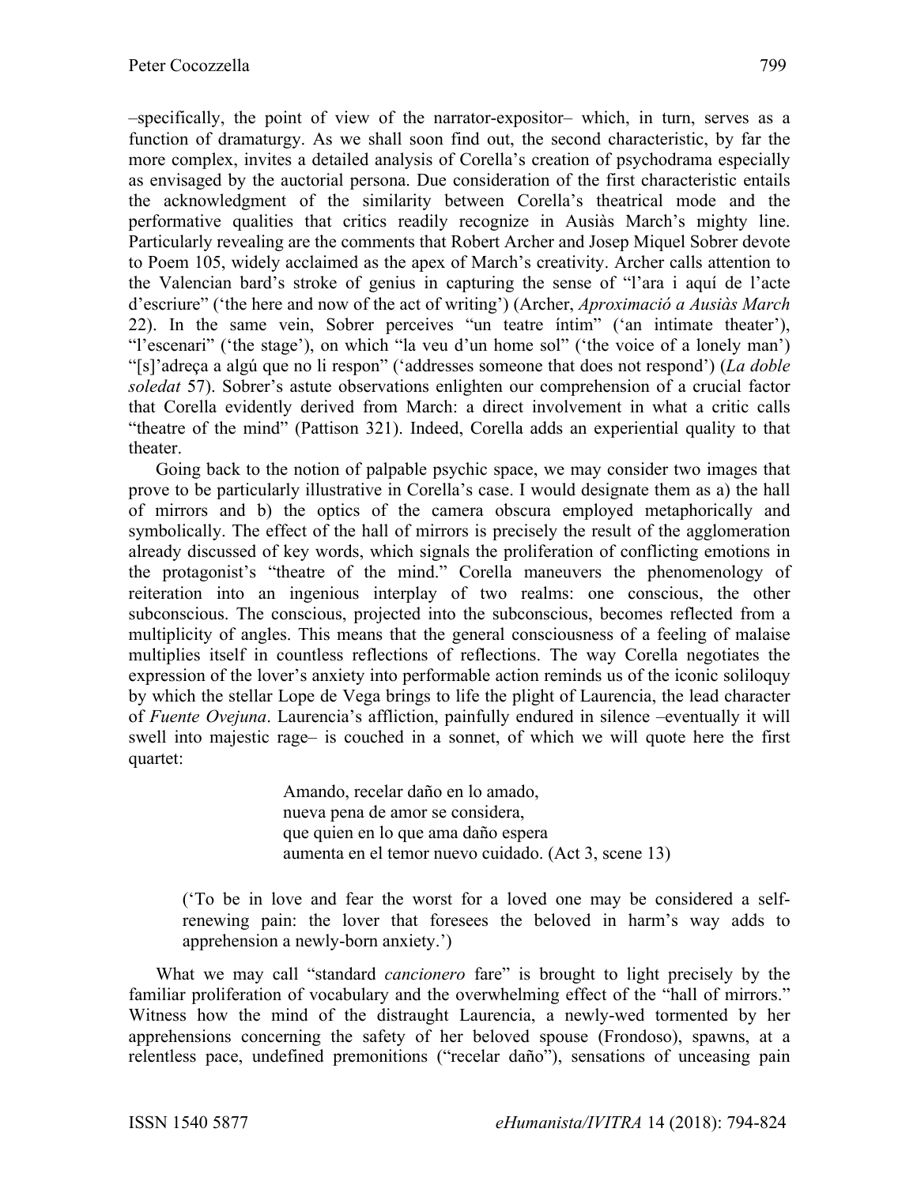–specifically, the point of view of the narrator-expositor– which, in turn, serves as a function of dramaturgy. As we shall soon find out, the second characteristic, by far the more complex, invites a detailed analysis of Corella's creation of psychodrama especially as envisaged by the auctorial persona. Due consideration of the first characteristic entails the acknowledgment of the similarity between Corella's theatrical mode and the performative qualities that critics readily recognize in Ausiàs March's mighty line. Particularly revealing are the comments that Robert Archer and Josep Miquel Sobrer devote to Poem 105, widely acclaimed as the apex of March's creativity. Archer calls attention to the Valencian bard's stroke of genius in capturing the sense of "l'ara i aquí de l'acte d'escriure" ('the here and now of the act of writing') (Archer, *Aproximació a Ausiàs March* 22). In the same vein, Sobrer perceives "un teatre íntim" ('an intimate theater'), "l'escenari" ('the stage'), on which "la veu d'un home sol" ('the voice of a lonely man') "[s]'adreça a algú que no li respon" ('addresses someone that does not respond') (*La doble soledat* 57). Sobrer's astute observations enlighten our comprehension of a crucial factor that Corella evidently derived from March: a direct involvement in what a critic calls "theatre of the mind" (Pattison 321). Indeed, Corella adds an experiential quality to that theater.

Going back to the notion of palpable psychic space, we may consider two images that prove to be particularly illustrative in Corella's case. I would designate them as a) the hall of mirrors and b) the optics of the camera obscura employed metaphorically and symbolically. The effect of the hall of mirrors is precisely the result of the agglomeration already discussed of key words, which signals the proliferation of conflicting emotions in the protagonist's "theatre of the mind." Corella maneuvers the phenomenology of reiteration into an ingenious interplay of two realms: one conscious, the other subconscious. The conscious, projected into the subconscious, becomes reflected from a multiplicity of angles. This means that the general consciousness of a feeling of malaise multiplies itself in countless reflections of reflections. The way Corella negotiates the expression of the lover's anxiety into performable action reminds us of the iconic soliloquy by which the stellar Lope de Vega brings to life the plight of Laurencia, the lead character of *Fuente Ovejuna*. Laurencia's affliction, painfully endured in silence –eventually it will swell into majestic rage– is couched in a sonnet, of which we will quote here the first quartet:

> Amando, recelar daño en lo amado,
> nueva pena de amor se considera,
> que quien en lo que ama daño espera
> aumenta en el temor nuevo cuidado. (Act 3, scene 13)

> ('To be in love and fear the worst for a loved one may be considered a self-renewing pain: the lover that foresees the beloved in harm's way adds to apprehension a newly-born anxiety.')

What we may call "standard *cancionero* fare" is brought to light precisely by the familiar proliferation of vocabulary and the overwhelming effect of the "hall of mirrors." Witness how the mind of the distraught Laurencia, a newly-wed tormented by her apprehensions concerning the safety of her beloved spouse (Frondoso), spawns, at a relentless pace, undefined premonitions ("recelar daño"), sensations of unceasing pain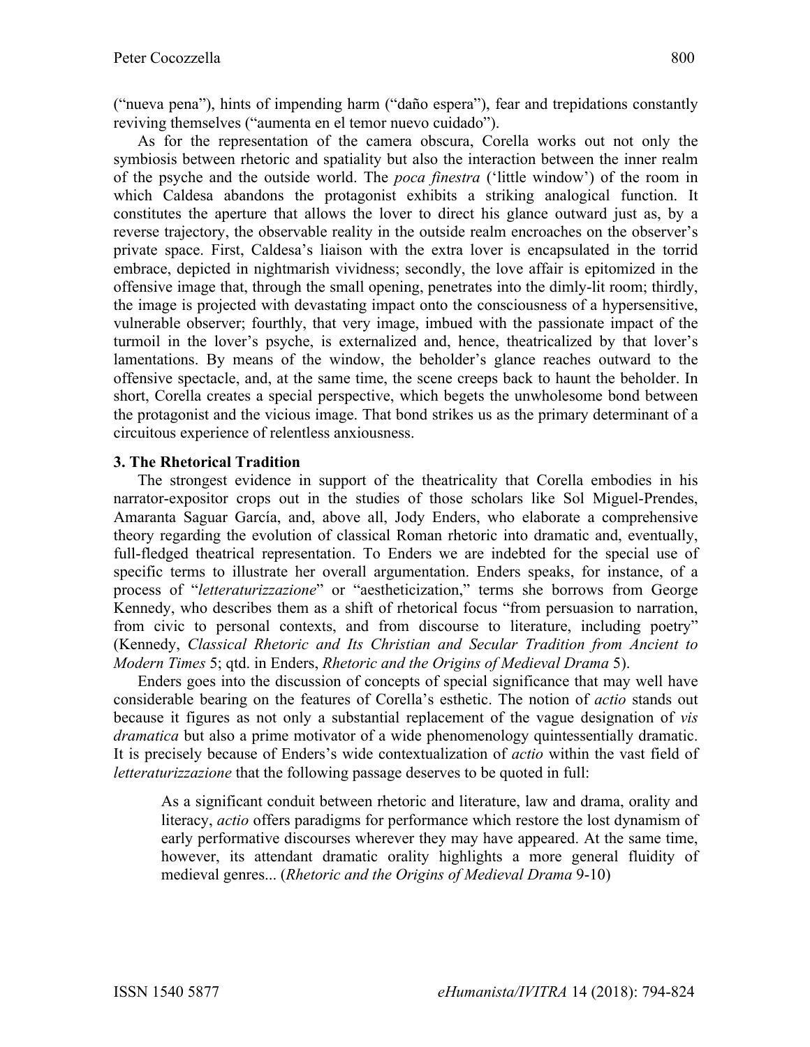("nueva pena"), hints of impending harm ("daño espera"), fear and trepidations constantly reviving themselves ("aumenta en el temor nuevo cuidado").

As for the representation of the camera obscura, Corella works out not only the symbiosis between rhetoric and spatiality but also the interaction between the inner realm of the psyche and the outside world. The *poca finestra* ('little window') of the room in which Caldesa abandons the protagonist exhibits a striking analogical function. It constitutes the aperture that allows the lover to direct his glance outward just as, by a reverse trajectory, the observable reality in the outside realm encroaches on the observer's private space. First, Caldesa's liaison with the extra lover is encapsulated in the torrid embrace, depicted in nightmarish vividness; secondly, the love affair is epitomized in the offensive image that, through the small opening, penetrates into the dimly-lit room; thirdly, the image is projected with devastating impact onto the consciousness of a hypersensitive, vulnerable observer; fourthly, that very image, imbued with the passionate impact of the turmoil in the lover's psyche, is externalized and, hence, theatricalized by that lover's lamentations. By means of the window, the beholder's glance reaches outward to the offensive spectacle, and, at the same time, the scene creeps back to haunt the beholder. In short, Corella creates a special perspective, which begets the unwholesome bond between the protagonist and the vicious image. That bond strikes us as the primary determinant of a circuitous experience of relentless anxiousness.

### 3. The Rhetorical Tradition

The strongest evidence in support of the theatricality that Corella embodies in his narrator-expositor crops out in the studies of those scholars like Sol Miguel-Prendes, Amaranta Saguar García, and, above all, Jody Enders, who elaborate a comprehensive theory regarding the evolution of classical Roman rhetoric into dramatic and, eventually, full-fledged theatrical representation. To Enders we are indebted for the special use of specific terms to illustrate her overall argumentation. Enders speaks, for instance, of a process of "*letteraturizzazione*" or "aestheticization," terms she borrows from George Kennedy, who describes them as a shift of rhetorical focus "from persuasion to narration, from civic to personal contexts, and from discourse to literature, including poetry" (Kennedy, *Classical Rhetoric and Its Christian and Secular Tradition from Ancient to Modern Times* 5; qtd. in Enders, *Rhetoric and the Origins of Medieval Drama* 5).

Enders goes into the discussion of concepts of special significance that may well have considerable bearing on the features of Corella's esthetic. The notion of *actio* stands out because it figures as not only a substantial replacement of the vague designation of *vis dramatica* but also a prime motivator of a wide phenomenology quintessentially dramatic. It is precisely because of Enders's wide contextualization of *actio* within the vast field of *letteraturizzazione* that the following passage deserves to be quoted in full:

> As a significant conduit between rhetoric and literature, law and drama, orality and literacy, *actio* offers paradigms for performance which restore the lost dynamism of early performative discourses wherever they may have appeared. At the same time, however, its attendant dramatic orality highlights a more general fluidity of medieval genres... (*Rhetoric and the Origins of Medieval Drama* 9-10)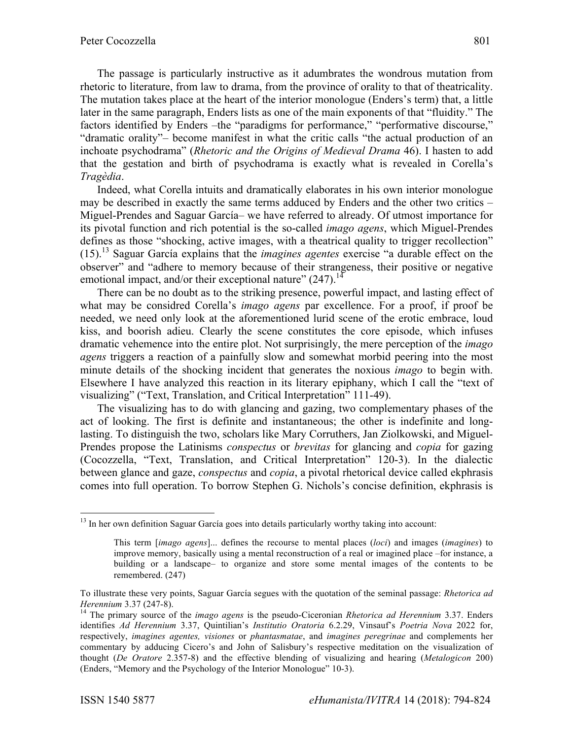The passage is particularly instructive as it adumbrates the wondrous mutation from rhetoric to literature, from law to drama, from the province of orality to that of theatricality. The mutation takes place at the heart of the interior monologue (Enders's term) that, a little later in the same paragraph, Enders lists as one of the main exponents of that "fluidity." The factors identified by Enders –the "paradigms for performance," "performative discourse," "dramatic orality"– become manifest in what the critic calls "the actual production of an inchoate psychodrama" (*Rhetoric and the Origins of Medieval Drama* 46). I hasten to add that the gestation and birth of psychodrama is exactly what is revealed in Corella's *Tragèdia*.

Indeed, what Corella intuits and dramatically elaborates in his own interior monologue may be described in exactly the same terms adduced by Enders and the other two critics –Miguel-Prendes and Saguar García– we have referred to already. Of utmost importance for its pivotal function and rich potential is the so-called *imago agens*, which Miguel-Prendes defines as those "shocking, active images, with a theatrical quality to trigger recollection" (15).[13] Saguar García explains that the *imagines agentes* exercise "a durable effect on the observer" and "adhere to memory because of their strangeness, their positive or negative emotional impact, and/or their exceptional nature" (247).[14]

There can be no doubt as to the striking presence, powerful impact, and lasting effect of what may be considred Corella's *imago agens* par excellence. For a proof, if proof be needed, we need only look at the aforementioned lurid scene of the erotic embrace, loud kiss, and boorish adieu. Clearly the scene constitutes the core episode, which infuses dramatic vehemence into the entire plot. Not surprisingly, the mere perception of the *imago agens* triggers a reaction of a painfully slow and somewhat morbid peering into the most minute details of the shocking incident that generates the noxious *imago* to begin with. Elsewhere I have analyzed this reaction in its literary epiphany, which I call the "text of visualizing" ("Text, Translation, and Critical Interpretation" 111-49).

The visualizing has to do with glancing and gazing, two complementary phases of the act of looking. The first is definite and instantaneous; the other is indefinite and long-lasting. To distinguish the two, scholars like Mary Corruthers, Jan Ziolkowski, and Miguel-Prendes propose the Latinisms *conspectus* or *brevitas* for glancing and *copia* for gazing (Cocozzella, "Text, Translation, and Critical Interpretation" 120-3). In the dialectic between glance and gaze, *conspectus* and *copia*, a pivotal rhetorical device called ekphrasis comes into full operation. To borrow Stephen G. Nichols's concise definition, ekphrasis is

---

[13] In her own definition Saguar García goes into details particularly worthy taking into account:

> This term [*imago agens*]... defines the recourse to mental places (*loci*) and images (*imagines*) to improve memory, basically using a mental reconstruction of a real or imagined place –for instance, a building or a landscape– to organize and store some mental images of the contents to be remembered. (247)

To illustrate these very points, Saguar García segues with the quotation of the seminal passage: *Rhetorica ad Herennium* 3.37 (247-8).

[14] The primary source of the *imago agens* is the pseudo-Ciceronian *Rhetorica ad Herennium* 3.37. Enders identifies *Ad Herennium* 3.37, Quintilian's *Institutio Oratoria* 6.2.29, Vinsauf's *Poetria Nova* 2022 for, respectively, *imagines agentes, visiones* or *phantasmatae*, and *imagines peregrinae* and complements her commentary by adducing Cicero's and John of Salisbury's respective meditation on the visualization of thought (*De Oratore* 2.357-8) and the effective blending of visualizing and hearing (*Metalogicon* 200) (Enders, "Memory and the Psychology of the Interior Monologue" 10-3).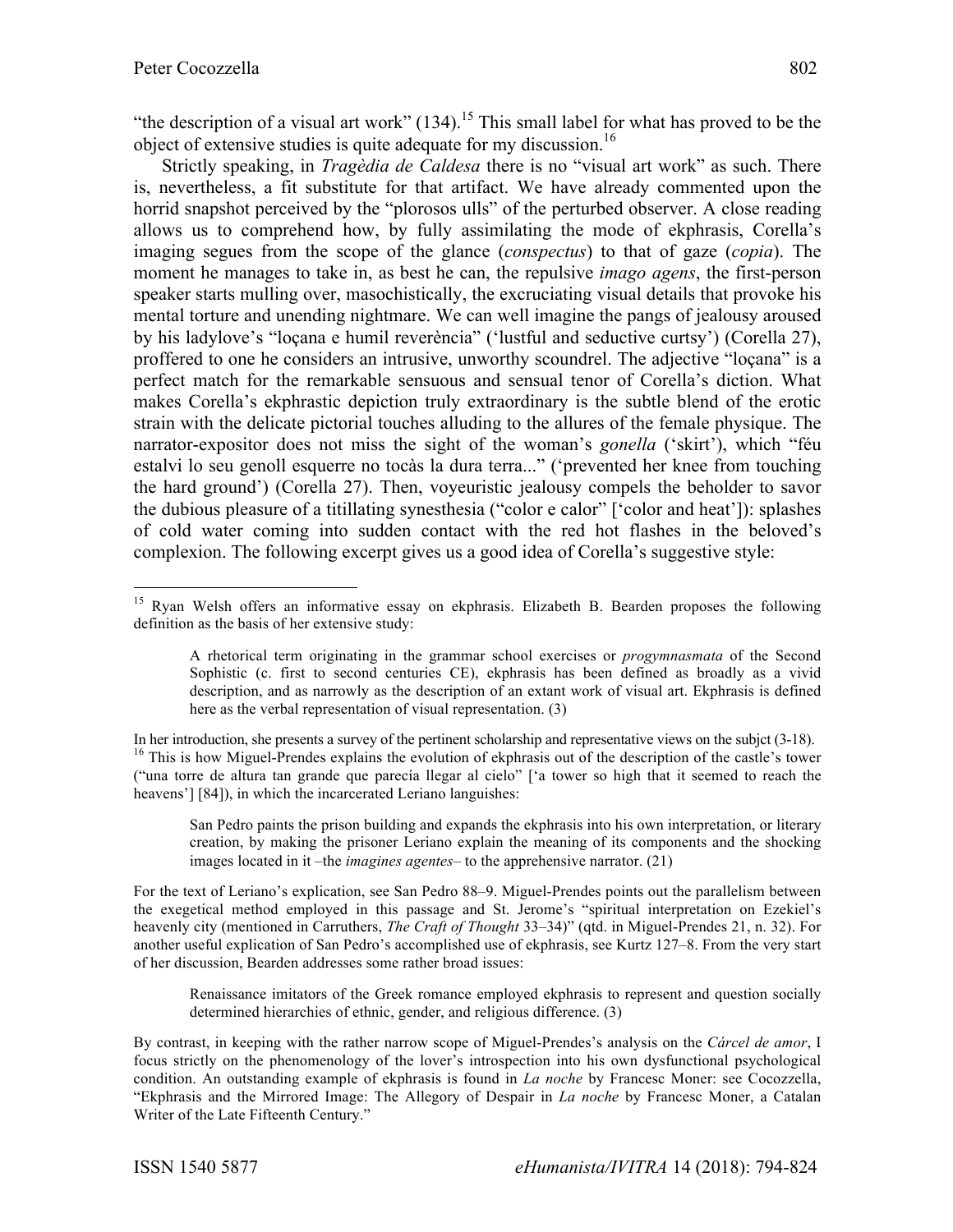"the description of a visual art work" (134).[15] This small label for what has proved to be the object of extensive studies is quite adequate for my discussion.[16]

Strictly speaking, in *Tragèdia de Caldesa* there is no "visual art work" as such. There is, nevertheless, a fit substitute for that artifact. We have already commented upon the horrid snapshot perceived by the "plorosos ulls" of the perturbed observer. A close reading allows us to comprehend how, by fully assimilating the mode of ekphrasis, Corella's imaging segues from the scope of the glance (*conspectus*) to that of gaze (*copia*). The moment he manages to take in, as best he can, the repulsive *imago agens*, the first-person speaker starts mulling over, masochistically, the excruciating visual details that provoke his mental torture and unending nightmare. We can well imagine the pangs of jealousy aroused by his ladylove's "loçana e humil reverència" ('lustful and seductive curtsy') (Corella 27), proffered to one he considers an intrusive, unworthy scoundrel. The adjective "loçana" is a perfect match for the remarkable sensuous and sensual tenor of Corella's diction. What makes Corella's ekphrastic depiction truly extraordinary is the subtle blend of the erotic strain with the delicate pictorial touches alluding to the allures of the female physique. The narrator-expositor does not miss the sight of the woman's *gonella* ('skirt'), which "féu estalvi lo seu genoll esquerre no tocàs la dura terra..." ('prevented her knee from touching the hard ground') (Corella 27). Then, voyeuristic jealousy compels the beholder to savor the dubious pleasure of a titillating synesthesia ("color e calor" ['color and heat']): splashes of cold water coming into sudden contact with the red hot flashes in the beloved's complexion. The following excerpt gives us a good idea of Corella's suggestive style:

---

[15] Ryan Welsh offers an informative essay on ekphrasis. Elizabeth B. Bearden proposes the following definition as the basis of her extensive study:

> A rhetorical term originating in the grammar school exercises or *progymnasmata* of the Second Sophistic (c. first to second centuries CE), ekphrasis has been defined as broadly as a vivid description, and as narrowly as the description of an extant work of visual art. Ekphrasis is defined here as the verbal representation of visual representation. (3)

In her introduction, she presents a survey of the pertinent scholarship and representative views on the subjct (3-18).

[16] This is how Miguel-Prendes explains the evolution of ekphrasis out of the description of the castle's tower ("una torre de altura tan grande que parecía llegar al cielo" ['a tower so high that it seemed to reach the heavens'] [84]), in which the incarcerated Leriano languishes:

> San Pedro paints the prison building and expands the ekphrasis into his own interpretation, or literary creation, by making the prisoner Leriano explain the meaning of its components and the shocking images located in it –the *imagines agentes*– to the apprehensive narrator. (21)

For the text of Leriano's explication, see San Pedro 88–9. Miguel-Prendes points out the parallelism between the exegetical method employed in this passage and St. Jerome's "spiritual interpretation on Ezekiel's heavenly city (mentioned in Carruthers, *The Craft of Thought* 33–34)" (qtd. in Miguel-Prendes 21, n. 32). For another useful explication of San Pedro's accomplished use of ekphrasis, see Kurtz 127–8. From the very start of her discussion, Bearden addresses some rather broad issues:

> Renaissance imitators of the Greek romance employed ekphrasis to represent and question socially determined hierarchies of ethnic, gender, and religious difference. (3)

By contrast, in keeping with the rather narrow scope of Miguel-Prendes's analysis on the *Cárcel de amor*, I focus strictly on the phenomenology of the lover's introspection into his own dysfunctional psychological condition. An outstanding example of ekphrasis is found in *La noche* by Francesc Moner: see Cocozzella, "Ekphrasis and the Mirrored Image: The Allegory of Despair in *La noche* by Francesc Moner, a Catalan Writer of the Late Fifteenth Century."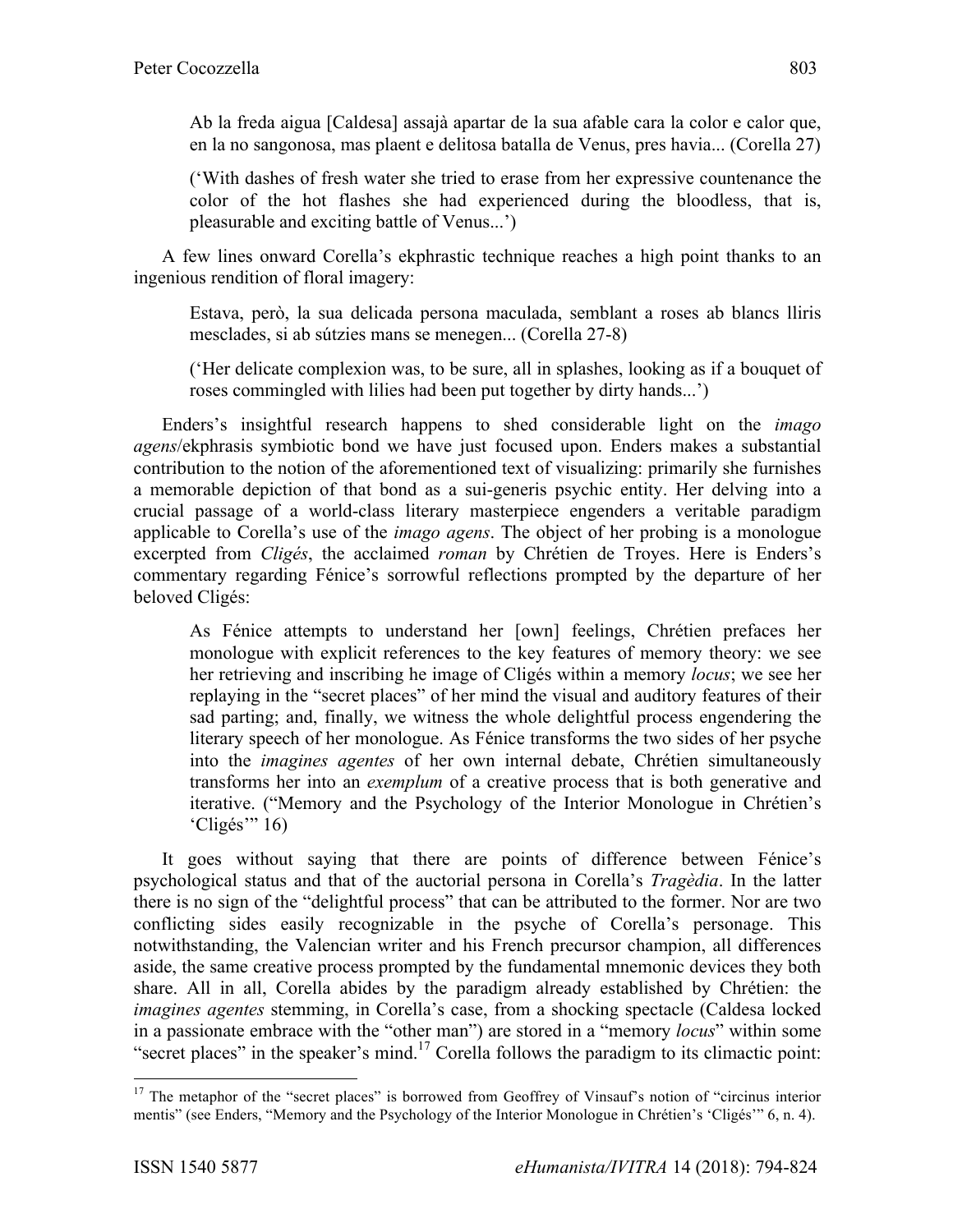> Ab la freda aigua [Caldesa] assajà apartar de la sua afable cara la color e calor que, en la no sangonosa, mas plaent e delitosa batalla de Venus, pres havia... (Corella 27)
>
> ('With dashes of fresh water she tried to erase from her expressive countenance the color of the hot flashes she had experienced during the bloodless, that is, pleasurable and exciting battle of Venus...')

A few lines onward Corella's ekphrastic technique reaches a high point thanks to an ingenious rendition of floral imagery:

> Estava, però, la sua delicada persona maculada, semblant a roses ab blancs lliris mesclades, si ab sútzies mans se menegen... (Corella 27-8)
>
> ('Her delicate complexion was, to be sure, all in splashes, looking as if a bouquet of roses commingled with lilies had been put together by dirty hands...')

Enders's insightful research happens to shed considerable light on the *imago agens*/ekphrasis symbiotic bond we have just focused upon. Enders makes a substantial contribution to the notion of the aforementioned text of visualizing: primarily she furnishes a memorable depiction of that bond as a sui-generis psychic entity. Her delving into a crucial passage of a world-class literary masterpiece engenders a veritable paradigm applicable to Corella's use of the *imago agens*. The object of her probing is a monologue excerpted from *Cligés*, the acclaimed *roman* by Chrétien de Troyes. Here is Enders's commentary regarding Fénice's sorrowful reflections prompted by the departure of her beloved Cligés:

> As Fénice attempts to understand her [own] feelings, Chrétien prefaces her monologue with explicit references to the key features of memory theory: we see her retrieving and inscribing he image of Cligés within a memory *locus*; we see her replaying in the "secret places" of her mind the visual and auditory features of their sad parting; and, finally, we witness the whole delightful process engendering the literary speech of her monologue. As Fénice transforms the two sides of her psyche into the *imagines agentes* of her own internal debate, Chrétien simultaneously transforms her into an *exemplum* of a creative process that is both generative and iterative. ("Memory and the Psychology of the Interior Monologue in Chrétien's 'Cligés'" 16)

It goes without saying that there are points of difference between Fénice's psychological status and that of the auctorial persona in Corella's *Tragèdia*. In the latter there is no sign of the "delightful process" that can be attributed to the former. Nor are two conflicting sides easily recognizable in the psyche of Corella's personage. This notwithstanding, the Valencian writer and his French precursor champion, all differences aside, the same creative process prompted by the fundamental mnemonic devices they both share. All in all, Corella abides by the paradigm already established by Chrétien: the *imagines agentes* stemming, in Corella's case, from a shocking spectacle (Caldesa locked in a passionate embrace with the "other man") are stored in a "memory *locus*" within some "secret places" in the speaker's mind.[17] Corella follows the paradigm to its climactic point:

---

[17] The metaphor of the "secret places" is borrowed from Geoffrey of Vinsauf's notion of "circinus interior mentis" (see Enders, "Memory and the Psychology of the Interior Monologue in Chrétien's 'Cligés'" 6, n. 4).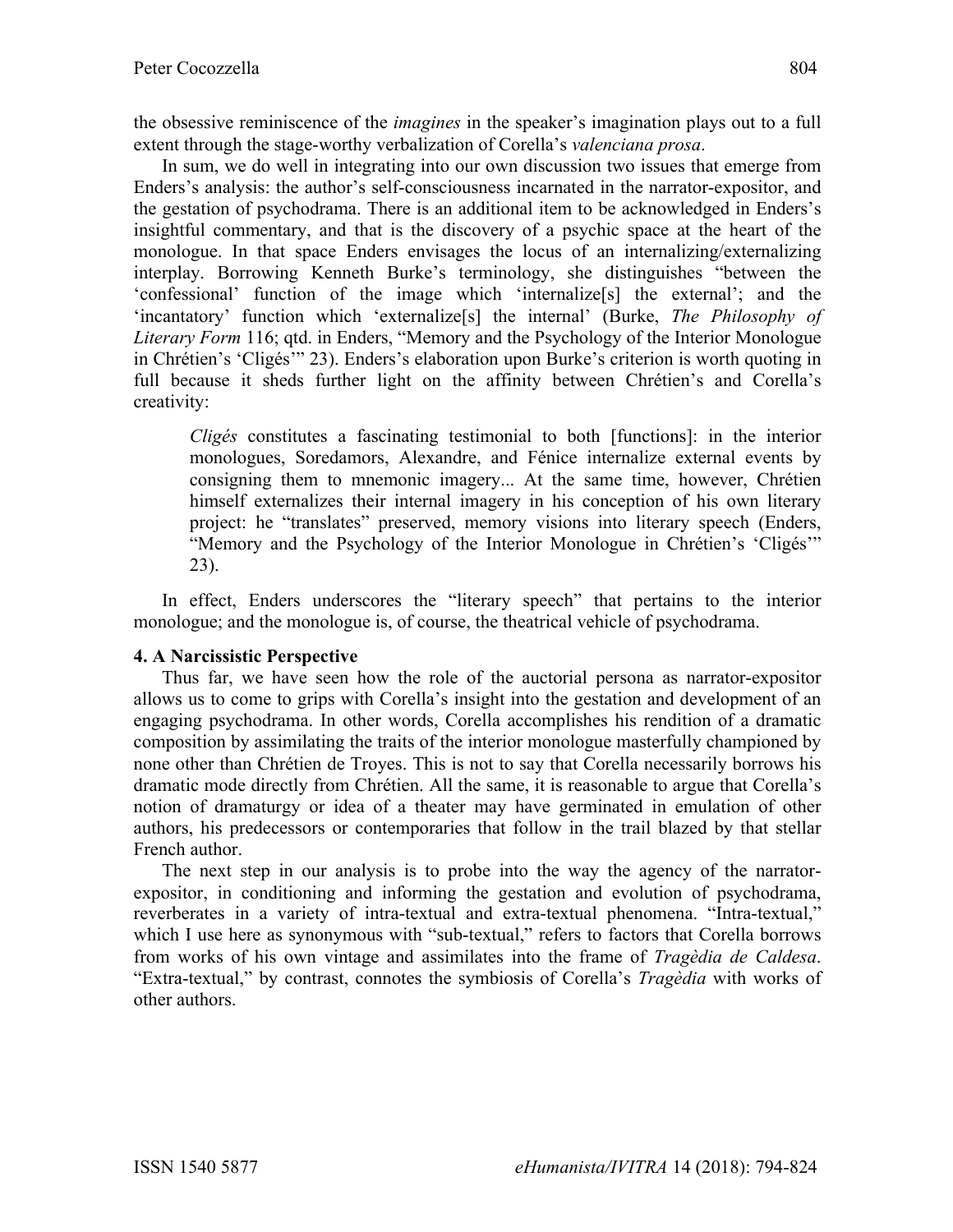the obsessive reminiscence of the *imagines* in the speaker's imagination plays out to a full extent through the stage-worthy verbalization of Corella's *valenciana prosa*.

In sum, we do well in integrating into our own discussion two issues that emerge from Enders's analysis: the author's self-consciousness incarnated in the narrator-expositor, and the gestation of psychodrama. There is an additional item to be acknowledged in Enders's insightful commentary, and that is the discovery of a psychic space at the heart of the monologue. In that space Enders envisages the locus of an internalizing/externalizing interplay. Borrowing Kenneth Burke's terminology, she distinguishes "between the 'confessional' function of the image which 'internalize[s] the external'; and the 'incantatory' function which 'externalize[s] the internal' (Burke, *The Philosophy of Literary Form* 116; qtd. in Enders, "Memory and the Psychology of the Interior Monologue in Chrétien's 'Cligés'" 23). Enders's elaboration upon Burke's criterion is worth quoting in full because it sheds further light on the affinity between Chrétien's and Corella's creativity:

> *Cligés* constitutes a fascinating testimonial to both [functions]: in the interior monologues, Soredamors, Alexandre, and Fénice internalize external events by consigning them to mnemonic imagery... At the same time, however, Chrétien himself externalizes their internal imagery in his conception of his own literary project: he "translates" preserved, memory visions into literary speech (Enders, "Memory and the Psychology of the Interior Monologue in Chrétien's 'Cligés'" 23).

In effect, Enders underscores the "literary speech" that pertains to the interior monologue; and the monologue is, of course, the theatrical vehicle of psychodrama.

#### 4. A Narcissistic Perspective

Thus far, we have seen how the role of the auctorial persona as narrator-expositor allows us to come to grips with Corella's insight into the gestation and development of an engaging psychodrama. In other words, Corella accomplishes his rendition of a dramatic composition by assimilating the traits of the interior monologue masterfully championed by none other than Chrétien de Troyes. This is not to say that Corella necessarily borrows his dramatic mode directly from Chrétien. All the same, it is reasonable to argue that Corella's notion of dramaturgy or idea of a theater may have germinated in emulation of other authors, his predecessors or contemporaries that follow in the trail blazed by that stellar French author.

The next step in our analysis is to probe into the way the agency of the narrator-expositor, in conditioning and informing the gestation and evolution of psychodrama, reverberates in a variety of intra-textual and extra-textual phenomena. "Intra-textual," which I use here as synonymous with "sub-textual," refers to factors that Corella borrows from works of his own vintage and assimilates into the frame of *Tragèdia de Caldesa*. "Extra-textual," by contrast, connotes the symbiosis of Corella's *Tragèdia* with works of other authors.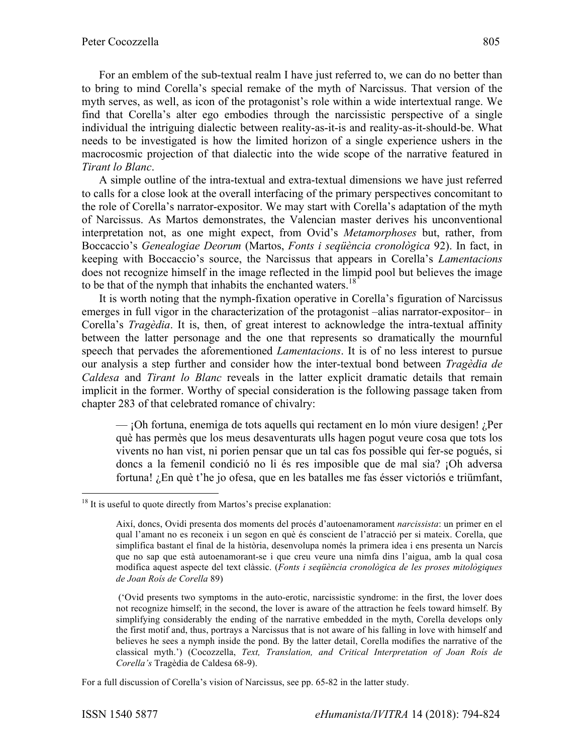For an emblem of the sub-textual realm I have just referred to, we can do no better than to bring to mind Corella's special remake of the myth of Narcissus. That version of the myth serves, as well, as icon of the protagonist's role within a wide intertextual range. We find that Corella's alter ego embodies through the narcissistic perspective of a single individual the intriguing dialectic between reality-as-it-is and reality-as-it-should-be. What needs to be investigated is how the limited horizon of a single experience ushers in the macrocosmic projection of that dialectic into the wide scope of the narrative featured in *Tirant lo Blanc*.

A simple outline of the intra-textual and extra-textual dimensions we have just referred to calls for a close look at the overall interfacing of the primary perspectives concomitant to the role of Corella's narrator-expositor. We may start with Corella's adaptation of the myth of Narcissus. As Martos demonstrates, the Valencian master derives his unconventional interpretation not, as one might expect, from Ovid's *Metamorphoses* but, rather, from Boccaccio's *Genealogiae Deorum* (Martos, *Fonts i seqüència cronològica* 92). In fact, in keeping with Boccaccio's source, the Narcissus that appears in Corella's *Lamentacions* does not recognize himself in the image reflected in the limpid pool but believes the image to be that of the nymph that inhabits the enchanted waters.[18]

It is worth noting that the nymph-fixation operative in Corella's figuration of Narcissus emerges in full vigor in the characterization of the protagonist –alias narrator-expositor– in Corella's *Tragèdia*. It is, then, of great interest to acknowledge the intra-textual affinity between the latter personage and the one that represents so dramatically the mournful speech that pervades the aforementioned *Lamentacions*. It is of no less interest to pursue our analysis a step further and consider how the inter-textual bond between *Tragèdia de Caldesa* and *Tirant lo Blanc* reveals in the latter explicit dramatic details that remain implicit in the former. Worthy of special consideration is the following passage taken from chapter 283 of that celebrated romance of chivalry:

> — ¡Oh fortuna, enemiga de tots aquells qui rectament en lo món viure desigen! ¿Per què has permès que los meus desaventurats ulls hagen pogut veure cosa que tots los vivents no han vist, ni porien pensar que un tal cas fos possible qui fer-se pogués, si doncs a la femenil condició no li és res imposible que de mal sia? ¡Oh adversa fortuna! ¿En què t'he jo ofesa, que en les batalles me fas ésser victoriós e triümfant,

---

[18] It is useful to quote directly from Martos's precise explanation:

> Així, doncs, Ovidi presenta dos moments del procés d'autoenamorament *narcissista*: un primer en el qual l'amant no es reconeix i un segon en què és conscient de l'atracció per si mateix. Corella, que simplifica bastant el final de la història, desenvolupa només la primera idea i ens presenta un Narcís que no sap que està autoenamorant-se i que creu veure una nimfa dins l'aigua, amb la qual cosa modifica aquest aspecte del text clàssic. (*Fonts i seqüència cronològica de les proses mitològiques de Joan Roís de Corella* 89)
>
> ('Ovid presents two symptoms in the auto-erotic, narcissistic syndrome: in the first, the lover does not recognize himself; in the second, the lover is aware of the attraction he feels toward himself. By simplifying considerably the ending of the narrative embedded in the myth, Corella develops only the first motif and, thus, portrays a Narcissus that is not aware of his falling in love with himself and believes he sees a nymph inside the pond. By the latter detail, Corella modifies the narrative of the classical myth.') (Cocozzella, *Text, Translation, and Critical Interpretation of Joan Roís de Corella's* Tragèdia de Caldesa 68-9).

For a full discussion of Corella's vision of Narcissus, see pp. 65-82 in the latter study.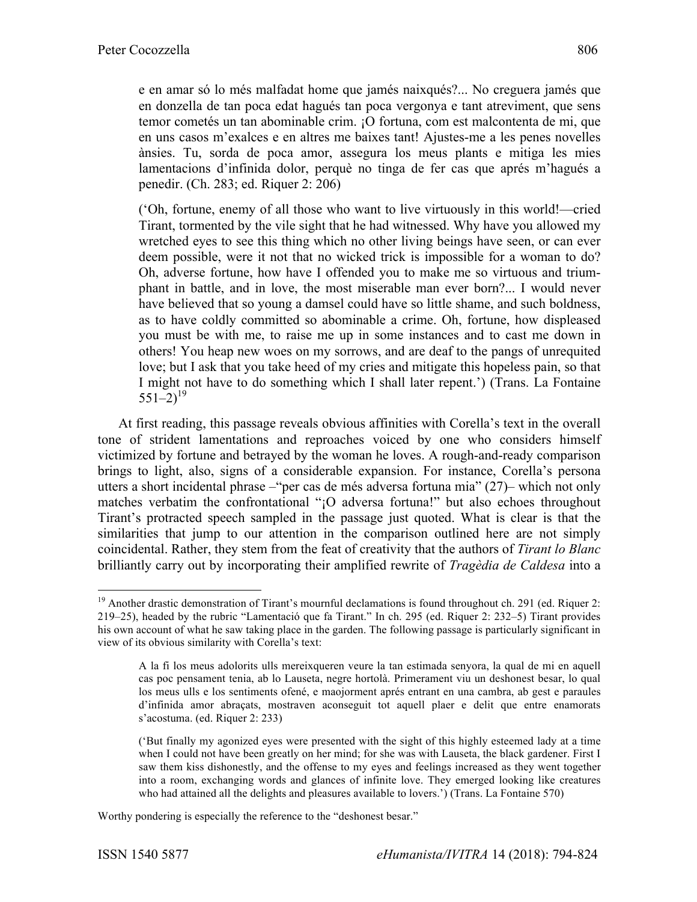> e en amar só lo més malfadat home que jamés naixqués?... No creguera jamés que en donzella de tan poca edat hagués tan poca vergonya e tant atreviment, que sens temor cometés un tan abominable crim. ¡O fortuna, com est malcontenta de mi, que en uns casos m'exalces e en altres me baixes tant! Ajustes-me a les penes novelles ànsies. Tu, sorda de poca amor, assegura los meus plants e mitiga les mies lamentacions d'infinida dolor, perquè no tinga de fer cas que aprés m'hagués a penedir. (Ch. 283; ed. Riquer 2: 206)

> ('Oh, fortune, enemy of all those who want to live virtuously in this world!—cried Tirant, tormented by the vile sight that he had witnessed. Why have you allowed my wretched eyes to see this thing which no other living beings have seen, or can ever deem possible, were it not that no wicked trick is impossible for a woman to do? Oh, adverse fortune, how have I offended you to make me so virtuous and triumphant in battle, and in love, the most miserable man ever born?... I would never have believed that so young a damsel could have so little shame, and such boldness, as to have coldly committed so abominable a crime. Oh, fortune, how displeased you must be with me, to raise me up in some instances and to cast me down in others! You heap new woes on my sorrows, and are deaf to the pangs of unrequited love; but I ask that you take heed of my cries and mitigate this hopeless pain, so that I might not have to do something which I shall later repent.') (Trans. La Fontaine 551–2)[19]

At first reading, this passage reveals obvious affinities with Corella's text in the overall tone of strident lamentations and reproaches voiced by one who considers himself victimized by fortune and betrayed by the woman he loves. A rough-and-ready comparison brings to light, also, signs of a considerable expansion. For instance, Corella's persona utters a short incidental phrase –"per cas de més adversa fortuna mia" (27)– which not only matches verbatim the confrontational "¡O adversa fortuna!" but also echoes throughout Tirant's protracted speech sampled in the passage just quoted. What is clear is that the similarities that jump to our attention in the comparison outlined here are not simply coincidental. Rather, they stem from the feat of creativity that the authors of *Tirant lo Blanc* brilliantly carry out by incorporating their amplified rewrite of *Tragèdia de Caldesa* into a

---

[19] Another drastic demonstration of Tirant's mournful declamations is found throughout ch. 291 (ed. Riquer 2: 219–25), headed by the rubric "Lamentació que fa Tirant." In ch. 295 (ed. Riquer 2: 232–5) Tirant provides his own account of what he saw taking place in the garden. The following passage is particularly significant in view of its obvious similarity with Corella's text:

> A la fi los meus adolorits ulls mereixqueren veure la tan estimada senyora, la qual de mi en aquell cas poc pensament tenia, ab lo Lauseta, negre hortolà. Primerament viu un deshonest besar, lo qual los meus ulls e los sentiments ofené, e maojorment aprés entrant en una cambra, ab gest e paraules d'infinida amor abraçats, mostraven aconseguit tot aquell plaer e delit que entre enamorats s'acostuma. (ed. Riquer 2: 233)

> ('But finally my agonized eyes were presented with the sight of this highly esteemed lady at a time when I could not have been greatly on her mind; for she was with Lauseta, the black gardener. First I saw them kiss dishonestly, and the offense to my eyes and feelings increased as they went together into a room, exchanging words and glances of infinite love. They emerged looking like creatures who had attained all the delights and pleasures available to lovers.') (Trans. La Fontaine 570)

Worthy pondering is especially the reference to the "deshonest besar."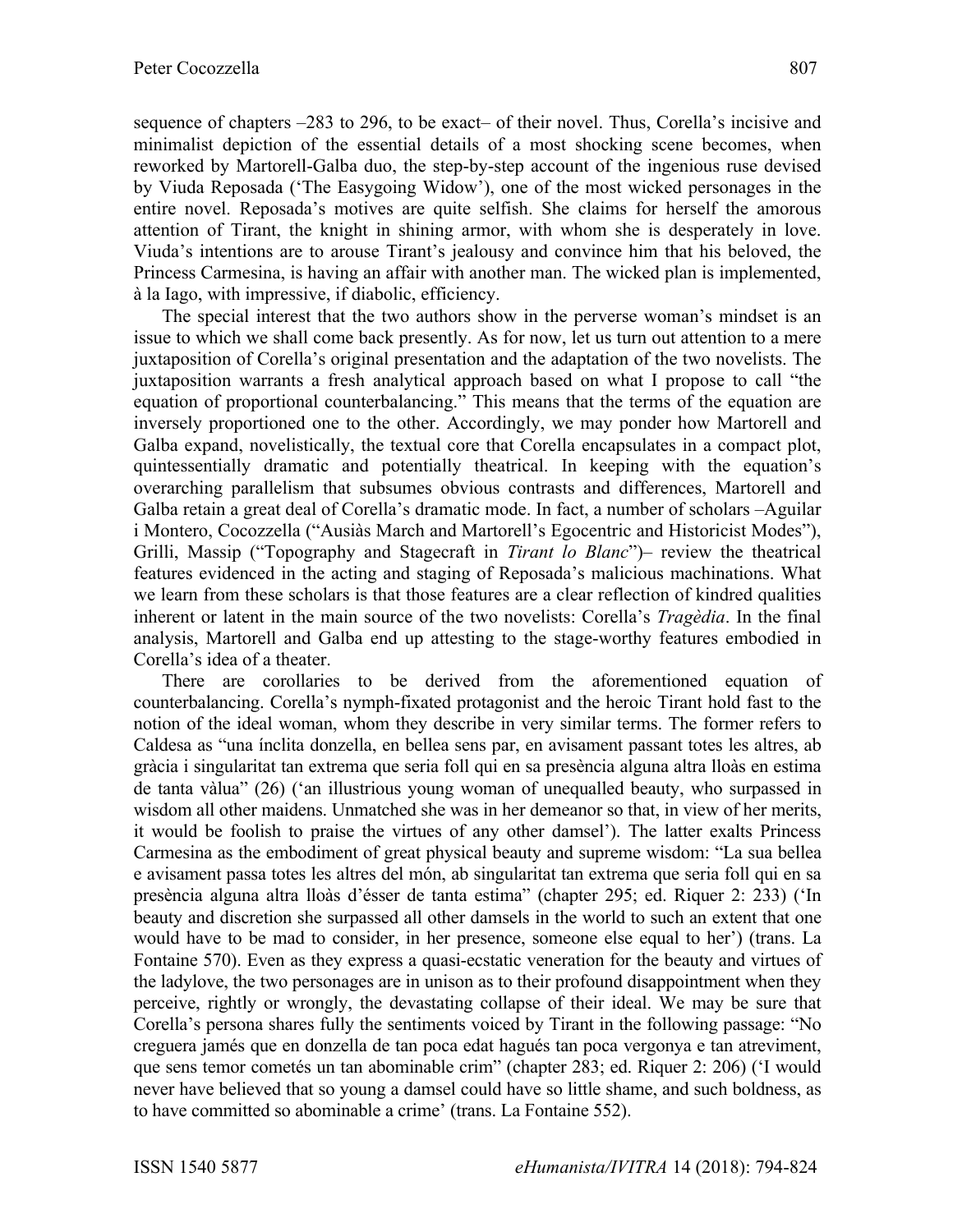sequence of chapters –283 to 296, to be exact– of their novel. Thus, Corella's incisive and minimalist depiction of the essential details of a most shocking scene becomes, when reworked by Martorell-Galba duo, the step-by-step account of the ingenious ruse devised by Viuda Reposada ('The Easygoing Widow'), one of the most wicked personages in the entire novel. Reposada's motives are quite selfish. She claims for herself the amorous attention of Tirant, the knight in shining armor, with whom she is desperately in love. Viuda's intentions are to arouse Tirant's jealousy and convince him that his beloved, the Princess Carmesina, is having an affair with another man. The wicked plan is implemented, à la Iago, with impressive, if diabolic, efficiency.

The special interest that the two authors show in the perverse woman's mindset is an issue to which we shall come back presently. As for now, let us turn out attention to a mere juxtaposition of Corella's original presentation and the adaptation of the two novelists. The juxtaposition warrants a fresh analytical approach based on what I propose to call "the equation of proportional counterbalancing." This means that the terms of the equation are inversely proportioned one to the other. Accordingly, we may ponder how Martorell and Galba expand, novelistically, the textual core that Corella encapsulates in a compact plot, quintessentially dramatic and potentially theatrical. In keeping with the equation's overarching parallelism that subsumes obvious contrasts and differences, Martorell and Galba retain a great deal of Corella's dramatic mode. In fact, a number of scholars –Aguilar i Montero, Cocozzella ("Ausiàs March and Martorell's Egocentric and Historicist Modes"), Grilli, Massip ("Topography and Stagecraft in *Tirant lo Blanc*")– review the theatrical features evidenced in the acting and staging of Reposada's malicious machinations. What we learn from these scholars is that those features are a clear reflection of kindred qualities inherent or latent in the main source of the two novelists: Corella's *Tragèdia*. In the final analysis, Martorell and Galba end up attesting to the stage-worthy features embodied in Corella's idea of a theater.

There are corollaries to be derived from the aforementioned equation of counterbalancing. Corella's nymph-fixated protagonist and the heroic Tirant hold fast to the notion of the ideal woman, whom they describe in very similar terms. The former refers to Caldesa as "una ínclita donzella, en bellea sens par, en avisament passant totes les altres, ab gràcia i singularitat tan extrema que seria foll qui en sa presència alguna altra lloàs en estima de tanta vàlua" (26) ('an illustrious young woman of unequalled beauty, who surpassed in wisdom all other maidens. Unmatched she was in her demeanor so that, in view of her merits, it would be foolish to praise the virtues of any other damsel'). The latter exalts Princess Carmesina as the embodiment of great physical beauty and supreme wisdom: "La sua bellea e avisament passa totes les altres del món, ab singularitat tan extrema que seria foll qui en sa presència alguna altra lloàs d'ésser de tanta estima" (chapter 295; ed. Riquer 2: 233) ('In beauty and discretion she surpassed all other damsels in the world to such an extent that one would have to be mad to consider, in her presence, someone else equal to her') (trans. La Fontaine 570). Even as they express a quasi-ecstatic veneration for the beauty and virtues of the ladylove, the two personages are in unison as to their profound disappointment when they perceive, rightly or wrongly, the devastating collapse of their ideal. We may be sure that Corella's persona shares fully the sentiments voiced by Tirant in the following passage: "No creguera jamés que en donzella de tan poca edat hagués tan poca vergonya e tan atreviment, que sens temor cometés un tan abominable crim" (chapter 283; ed. Riquer 2: 206) ('I would never have believed that so young a damsel could have so little shame, and such boldness, as to have committed so abominable a crime' (trans. La Fontaine 552).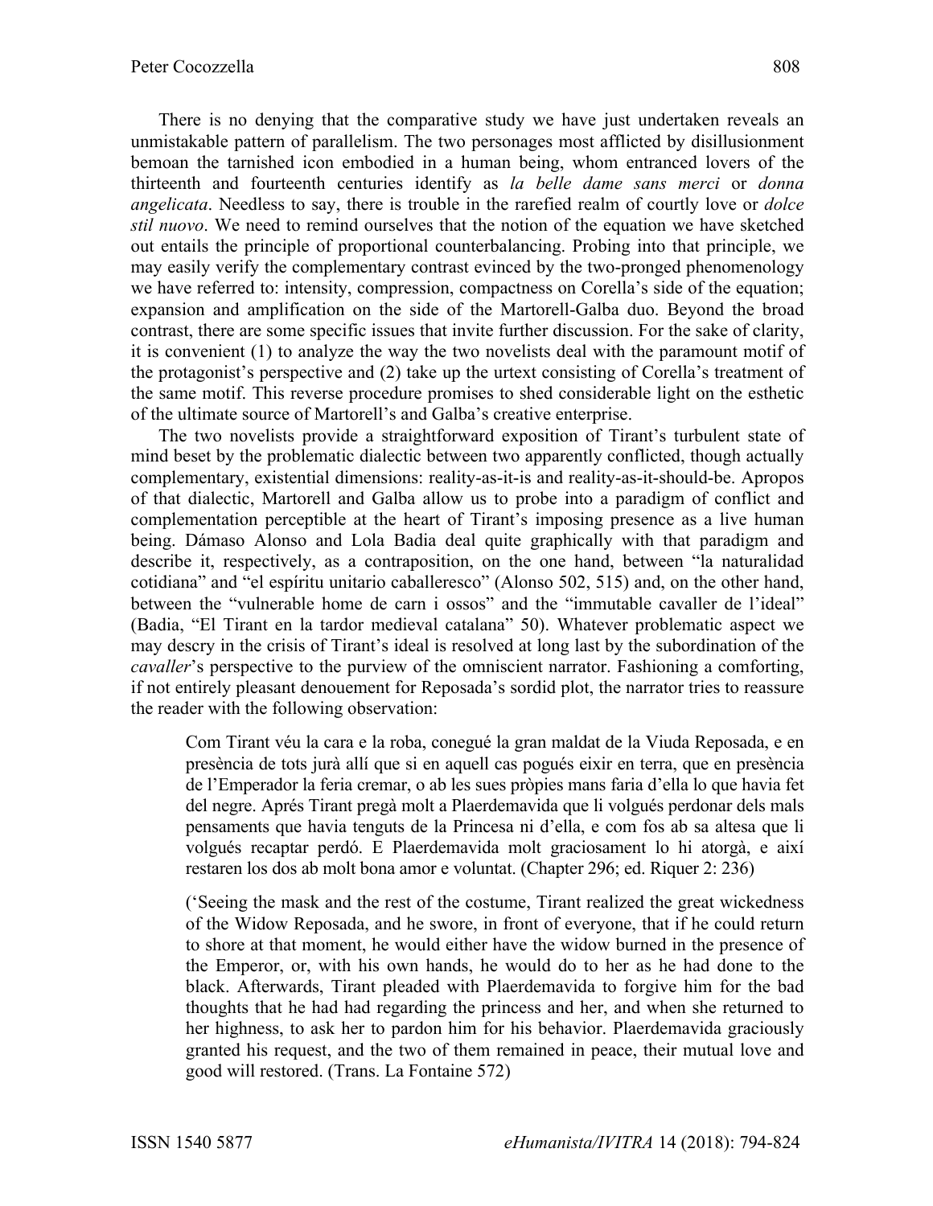There is no denying that the comparative study we have just undertaken reveals an unmistakable pattern of parallelism. The two personages most afflicted by disillusionment bemoan the tarnished icon embodied in a human being, whom entranced lovers of the thirteenth and fourteenth centuries identify as *la belle dame sans merci* or *donna angelicata*. Needless to say, there is trouble in the rarefied realm of courtly love or *dolce stil nuovo*. We need to remind ourselves that the notion of the equation we have sketched out entails the principle of proportional counterbalancing. Probing into that principle, we may easily verify the complementary contrast evinced by the two-pronged phenomenology we have referred to: intensity, compression, compactness on Corella's side of the equation; expansion and amplification on the side of the Martorell-Galba duo. Beyond the broad contrast, there are some specific issues that invite further discussion. For the sake of clarity, it is convenient (1) to analyze the way the two novelists deal with the paramount motif of the protagonist's perspective and (2) take up the urtext consisting of Corella's treatment of the same motif. This reverse procedure promises to shed considerable light on the esthetic of the ultimate source of Martorell's and Galba's creative enterprise.

The two novelists provide a straightforward exposition of Tirant's turbulent state of mind beset by the problematic dialectic between two apparently conflicted, though actually complementary, existential dimensions: reality-as-it-is and reality-as-it-should-be. Apropos of that dialectic, Martorell and Galba allow us to probe into a paradigm of conflict and complementation perceptible at the heart of Tirant's imposing presence as a live human being. Dámaso Alonso and Lola Badia deal quite graphically with that paradigm and describe it, respectively, as a contraposition, on the one hand, between "la naturalidad cotidiana" and "el espíritu unitario caballeresco" (Alonso 502, 515) and, on the other hand, between the "vulnerable home de carn i ossos" and the "immutable cavaller de l'ideal" (Badia, "El Tirant en la tardor medieval catalana" 50). Whatever problematic aspect we may descry in the crisis of Tirant's ideal is resolved at long last by the subordination of the *cavaller*'s perspective to the purview of the omniscient narrator. Fashioning a comforting, if not entirely pleasant denouement for Reposada's sordid plot, the narrator tries to reassure the reader with the following observation:

> Com Tirant véu la cara e la roba, conegué la gran maldat de la Viuda Reposada, e en presència de tots jurà allí que si en aquell cas pogués eixir en terra, que en presència de l'Emperador la feria cremar, o ab les sues pròpies mans faria d'ella lo que havia fet del negre. Aprés Tirant pregà molt a Plaerdemavida que li volgués perdonar dels mals pensaments que havia tenguts de la Princesa ni d'ella, e com fos ab sa altesa que li volgués recaptar perdó. E Plaerdemavida molt graciosament lo hi atorgà, e així restaren los dos ab molt bona amor e voluntat. (Chapter 296; ed. Riquer 2: 236)

> ('Seeing the mask and the rest of the costume, Tirant realized the great wickedness of the Widow Reposada, and he swore, in front of everyone, that if he could return to shore at that moment, he would either have the widow burned in the presence of the Emperor, or, with his own hands, he would do to her as he had done to the black. Afterwards, Tirant pleaded with Plaerdemavida to forgive him for the bad thoughts that he had had regarding the princess and her, and when she returned to her highness, to ask her to pardon him for his behavior. Plaerdemavida graciously granted his request, and the two of them remained in peace, their mutual love and good will restored. (Trans. La Fontaine 572)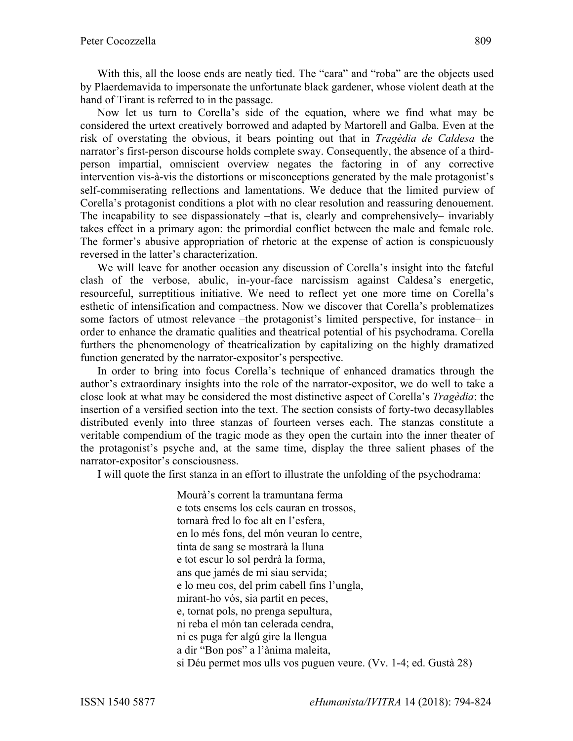With this, all the loose ends are neatly tied. The "cara" and "roba" are the objects used by Plaerdemavida to impersonate the unfortunate black gardener, whose violent death at the hand of Tirant is referred to in the passage.

Now let us turn to Corella's side of the equation, where we find what may be considered the urtext creatively borrowed and adapted by Martorell and Galba. Even at the risk of overstating the obvious, it bears pointing out that in *Tragèdia de Caldesa* the narrator's first-person discourse holds complete sway. Consequently, the absence of a third-person impartial, omniscient overview negates the factoring in of any corrective intervention vis-à-vis the distortions or misconceptions generated by the male protagonist's self-commiserating reflections and lamentations. We deduce that the limited purview of Corella's protagonist conditions a plot with no clear resolution and reassuring denouement. The incapability to see dispassionately –that is, clearly and comprehensively– invariably takes effect in a primary agon: the primordial conflict between the male and female role. The former's abusive appropriation of rhetoric at the expense of action is conspicuously reversed in the latter's characterization.

We will leave for another occasion any discussion of Corella's insight into the fateful clash of the verbose, abulic, in-your-face narcissism against Caldesa's energetic, resourceful, surreptitious initiative. We need to reflect yet one more time on Corella's esthetic of intensification and compactness. Now we discover that Corella's problematizes some factors of utmost relevance –the protagonist's limited perspective, for instance– in order to enhance the dramatic qualities and theatrical potential of his psychodrama. Corella furthers the phenomenology of theatricalization by capitalizing on the highly dramatized function generated by the narrator-expositor's perspective.

In order to bring into focus Corella's technique of enhanced dramatics through the author's extraordinary insights into the role of the narrator-expositor, we do well to take a close look at what may be considered the most distinctive aspect of Corella's *Tragèdia*: the insertion of a versified section into the text. The section consists of forty-two decasyllables distributed evenly into three stanzas of fourteen verses each. The stanzas constitute a veritable compendium of the tragic mode as they open the curtain into the inner theater of the protagonist's psyche and, at the same time, display the three salient phases of the narrator-expositor's consciousness.

I will quote the first stanza in an effort to illustrate the unfolding of the psychodrama:

> Mourà's corrent la tramuntana ferma  
> e tots ensems los cels cauran en trossos,  
> tornarà fred lo foc alt en l'esfera,  
> en lo més fons, del món veuran lo centre,  
> tinta de sang se mostrarà la lluna  
> e tot escur lo sol perdrà la forma,  
> ans que jamés de mi siau servida;  
> e lo meu cos, del prim cabell fins l'ungla,  
> mirant-ho vós, sia partit en peces,  
> e, tornat pols, no prenga sepultura,  
> ni reba el món tan celerada cendra,  
> ni es puga fer algú gire la llengua  
> a dir "Bon pos" a l'ànima maleita,  
> si Déu permet mos ulls vos puguen veure. (Vv. 1-4; ed. Gustà 28)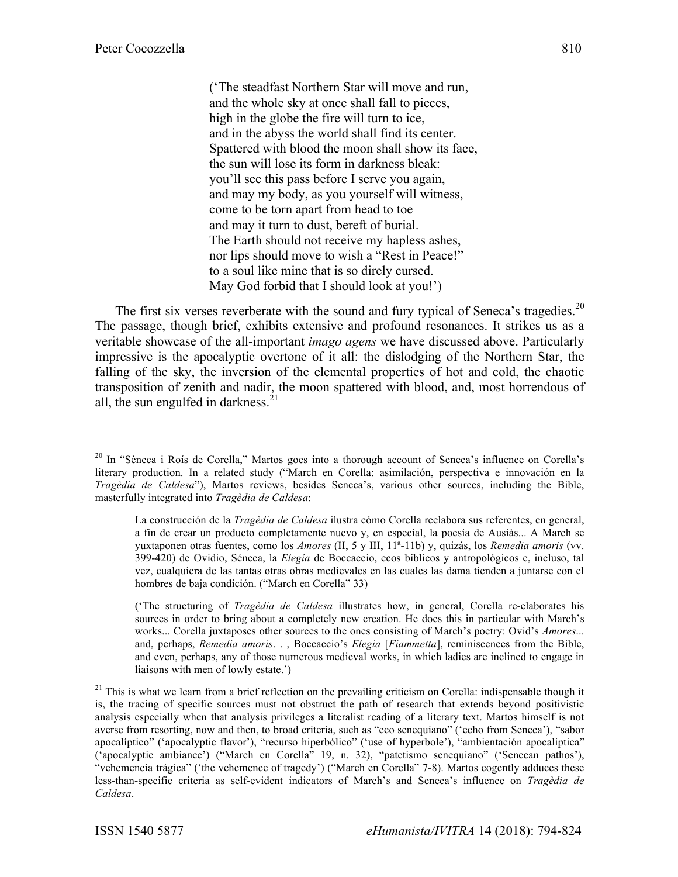> ('The steadfast Northern Star will move and run,
> and the whole sky at once shall fall to pieces,
> high in the globe the fire will turn to ice,
> and in the abyss the world shall find its center.
> Spattered with blood the moon shall show its face,
> the sun will lose its form in darkness bleak:
> you'll see this pass before I serve you again,
> and may my body, as you yourself will witness,
> come to be torn apart from head to toe
> and may it turn to dust, bereft of burial.
> The Earth should not receive my hapless ashes,
> nor lips should move to wish a "Rest in Peace!"
> to a soul like mine that is so direly cursed.
> May God forbid that I should look at you!')

The first six verses reverberate with the sound and fury typical of Seneca's tragedies.[20] The passage, though brief, exhibits extensive and profound resonances. It strikes us as a veritable showcase of the all-important *imago agens* we have discussed above. Particularly impressive is the apocalyptic overtone of it all: the dislodging of the Northern Star, the falling of the sky, the inversion of the elemental properties of hot and cold, the chaotic transposition of zenith and nadir, the moon spattered with blood, and, most horrendous of all, the sun engulfed in darkness.[21]

---

[20] In "Sèneca i Roís de Corella," Martos goes into a thorough account of Seneca's influence on Corella's literary production. In a related study ("March en Corella: asimilación, perspectiva e innovación en la *Tragèdia de Caldesa*"), Martos reviews, besides Seneca's, various other sources, including the Bible, masterfully integrated into *Tragèdia de Caldesa*:

> La construcción de la *Tragèdia de Caldesa* ilustra cómo Corella reelabora sus referentes, en general, a fin de crear un producto completamente nuevo y, en especial, la poesía de Ausiàs... A March se yuxtaponen otras fuentes, como los *Amores* (II, 5 y III, 11ª-11b) y, quizás, los *Remedia amoris* (vv. 399-420) de Ovidio, Séneca, la *Elegía* de Boccaccio, ecos bíblicos y antropológicos e, incluso, tal vez, cualquiera de las tantas otras obras medievales en las cuales las dama tienden a juntarse con el hombres de baja condición. ("March en Corella" 33)

> ('The structuring of *Tragèdia de Caldesa* illustrates how, in general, Corella re-elaborates his sources in order to bring about a completely new creation. He does this in particular with March's works... Corella juxtaposes other sources to the ones consisting of March's poetry: Ovid's *Amores*... and, perhaps, *Remedia amoris*. . , Boccaccio's *Elegia* [*Fiammetta*], reminiscences from the Bible, and even, perhaps, any of those numerous medieval works, in which ladies are inclined to engage in liaisons with men of lowly estate.')

[21] This is what we learn from a brief reflection on the prevailing criticism on Corella: indispensable though it is, the tracing of specific sources must not obstruct the path of research that extends beyond positivistic analysis especially when that analysis privileges a literalist reading of a literary text. Martos himself is not averse from resorting, now and then, to broad criteria, such as "eco senequiano" ('echo from Seneca'), "sabor apocalíptico" ('apocalyptic flavor'), "recurso hiperbólico" ('use of hyperbole'), "ambientación apocalíptica" ('apocalyptic ambiance') ("March en Corella" 19, n. 32), "patetismo senequiano" ('Senecan pathos'), "vehemencia trágica" ('the vehemence of tragedy') ("March en Corella" 7-8). Martos cogently adduces these less-than-specific criteria as self-evident indicators of March's and Seneca's influence on *Tragèdia de Caldesa*.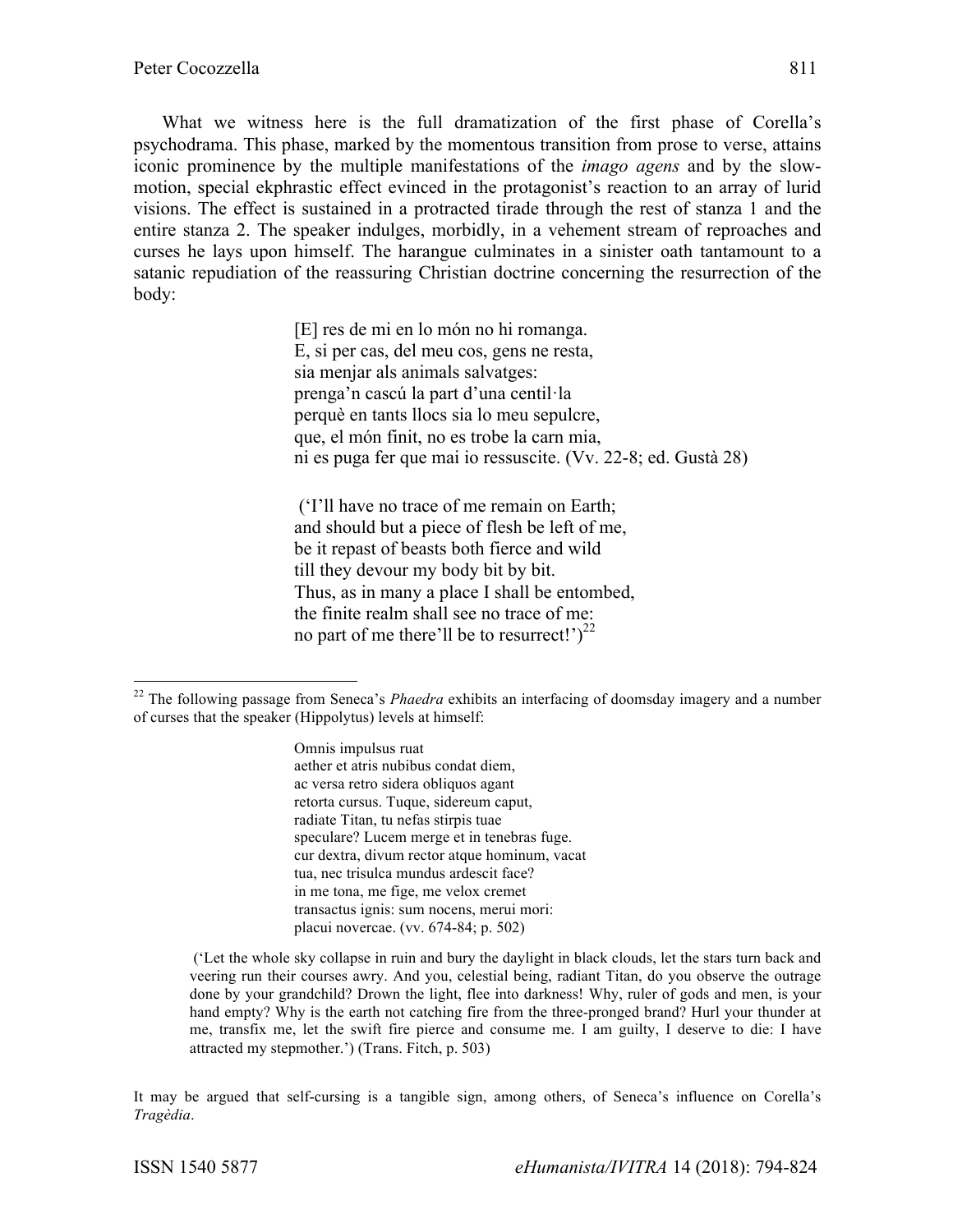What we witness here is the full dramatization of the first phase of Corella's psychodrama. This phase, marked by the momentous transition from prose to verse, attains iconic prominence by the multiple manifestations of the *imago agens* and by the slow-motion, special ekphrastic effect evinced in the protagonist's reaction to an array of lurid visions. The effect is sustained in a protracted tirade through the rest of stanza 1 and the entire stanza 2. The speaker indulges, morbidly, in a vehement stream of reproaches and curses he lays upon himself. The harangue culminates in a sinister oath tantamount to a satanic repudiation of the reassuring Christian doctrine concerning the resurrection of the body:

> [E] res de mi en lo món no hi romanga.
> E, si per cas, del meu cos, gens ne resta,
> sia menjar als animals salvatges:
> prenga'n cascú la part d'una centil·la
> perquè en tants llocs sia lo meu sepulcre,
> que, el món finit, no es trobe la carn mia,
> ni es puga fer que mai io ressuscite. (Vv. 22-8; ed. Gustà 28)
>
> ('I'll have no trace of me remain on Earth;
> and should but a piece of flesh be left of me,
> be it repast of beasts both fierce and wild
> till they devour my body bit by bit.
> Thus, as in many a place I shall be entombed,
> the finite realm shall see no trace of me:
> no part of me there'll be to resurrect!')[22]

---

[22] The following passage from Seneca's *Phaedra* exhibits an interfacing of doomsday imagery and a number of curses that the speaker (Hippolytus) levels at himself:

> Omnis impulsus ruat
> aether et atris nubibus condat diem,
> ac versa retro sidera obliquos agant
> retorta cursus. Tuque, sidereum caput,
> radiate Titan, tu nefas stirpis tuae
> speculare? Lucem merge et in tenebras fuge.
> cur dextra, divum rector atque hominum, vacat
> tua, nec trisulca mundus ardescit face?
> in me tona, me fige, me velox cremet
> transactus ignis: sum nocens, merui mori:
> placui novercae. (vv. 674-84; p. 502)
>
> ('Let the whole sky collapse in ruin and bury the daylight in black clouds, let the stars turn back and veering run their courses awry. And you, celestial being, radiant Titan, do you observe the outrage done by your grandchild? Drown the light, flee into darkness! Why, ruler of gods and men, is your hand empty? Why is the earth not catching fire from the three-pronged brand? Hurl your thunder at me, transfix me, let the swift fire pierce and consume me. I am guilty, I deserve to die: I have attracted my stepmother.') (Trans. Fitch, p. 503)

It may be argued that self-cursing is a tangible sign, among others, of Seneca's influence on Corella's *Tragèdia*.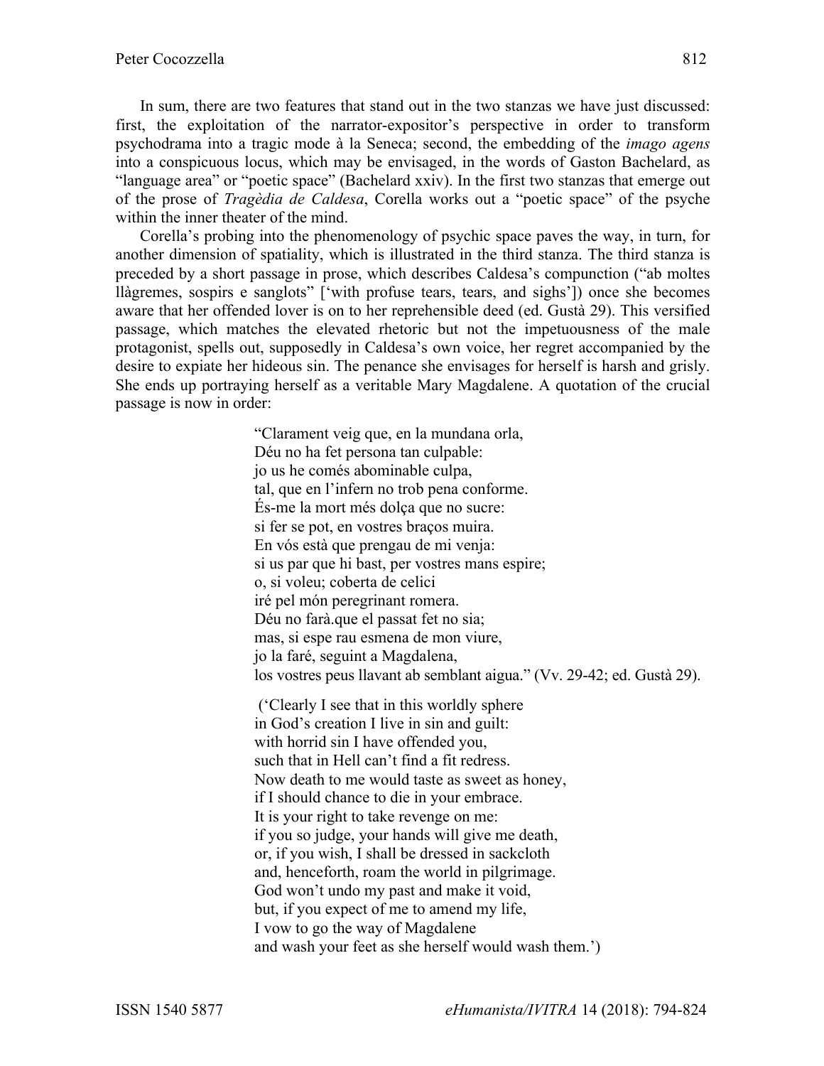In sum, there are two features that stand out in the two stanzas we have just discussed: first, the exploitation of the narrator-expositor's perspective in order to transform psychodrama into a tragic mode à la Seneca; second, the embedding of the *imago agens* into a conspicuous locus, which may be envisaged, in the words of Gaston Bachelard, as "language area" or "poetic space" (Bachelard xxiv). In the first two stanzas that emerge out of the prose of *Tragèdia de Caldesa*, Corella works out a "poetic space" of the psyche within the inner theater of the mind.

Corella's probing into the phenomenology of psychic space paves the way, in turn, for another dimension of spatiality, which is illustrated in the third stanza. The third stanza is preceded by a short passage in prose, which describes Caldesa's compunction ("ab moltes llàgremes, sospirs e sanglots" ['with profuse tears, tears, and sighs']) once she becomes aware that her offended lover is on to her reprehensible deed (ed. Gustà 29). This versified passage, which matches the elevated rhetoric but not the impetuousness of the male protagonist, spells out, supposedly in Caldesa's own voice, her regret accompanied by the desire to expiate her hideous sin. The penance she envisages for herself is harsh and grisly. She ends up portraying herself as a veritable Mary Magdalene. A quotation of the crucial passage is now in order:

> "Clarament veig que, en la mundana orla,  
> Déu no ha fet persona tan culpable:  
> jo us he comés abominable culpa,  
> tal, que en l'infern no trob pena conforme.  
> És-me la mort més dolça que no sucre:  
> si fer se pot, en vostres braços muira.  
> En vós està que prengau de mi venja:  
> si us par que hi bast, per vostres mans espire;  
> o, si voleu; coberta de celici  
> iré pel món peregrinant romera.  
> Déu no farà.que el passat fet no sia;  
> mas, si espe rau esmena de mon viure,  
> jo la faré, seguint a Magdalena,  
> los vostres peus llavant ab semblant aigua." (Vv. 29-42; ed. Gustà 29).
>
> ('Clearly I see that in this worldly sphere  
> in God's creation I live in sin and guilt:  
> with horrid sin I have offended you,  
> such that in Hell can't find a fit redress.  
> Now death to me would taste as sweet as honey,  
> if I should chance to die in your embrace.  
> It is your right to take revenge on me:  
> if you so judge, your hands will give me death,  
> or, if you wish, I shall be dressed in sackcloth  
> and, henceforth, roam the world in pilgrimage.  
> God won't undo my past and make it void,  
> but, if you expect of me to amend my life,  
> I vow to go the way of Magdalene  
> and wash your feet as she herself would wash them.')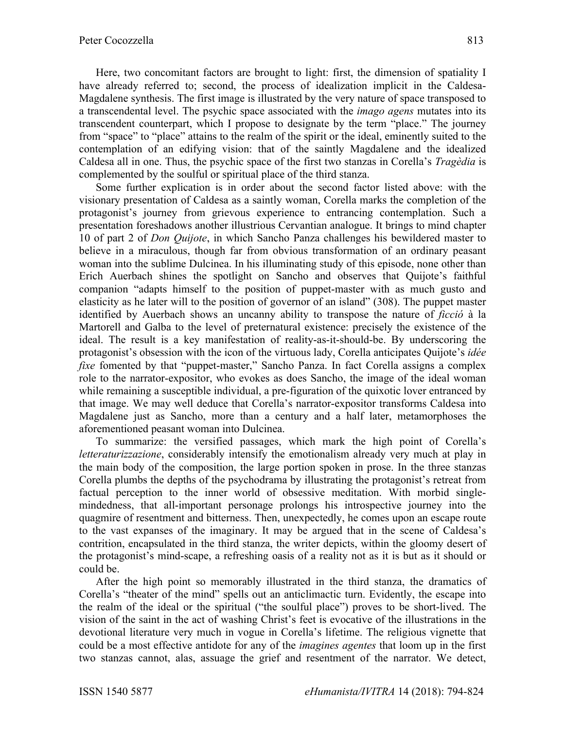Here, two concomitant factors are brought to light: first, the dimension of spatiality I have already referred to; second, the process of idealization implicit in the Caldesa-Magdalene synthesis. The first image is illustrated by the very nature of space transposed to a transcendental level. The psychic space associated with the *imago agens* mutates into its transcendent counterpart, which I propose to designate by the term "place." The journey from "space" to "place" attains to the realm of the spirit or the ideal, eminently suited to the contemplation of an edifying vision: that of the saintly Magdalene and the idealized Caldesa all in one. Thus, the psychic space of the first two stanzas in Corella's *Tragèdia* is complemented by the soulful or spiritual place of the third stanza.

Some further explication is in order about the second factor listed above: with the visionary presentation of Caldesa as a saintly woman, Corella marks the completion of the protagonist's journey from grievous experience to entrancing contemplation. Such a presentation foreshadows another illustrious Cervantian analogue. It brings to mind chapter 10 of part 2 of *Don Quijote*, in which Sancho Panza challenges his bewildered master to believe in a miraculous, though far from obvious transformation of an ordinary peasant woman into the sublime Dulcinea. In his illuminating study of this episode, none other than Erich Auerbach shines the spotlight on Sancho and observes that Quijote's faithful companion "adapts himself to the position of puppet-master with as much gusto and elasticity as he later will to the position of governor of an island" (308). The puppet master identified by Auerbach shows an uncanny ability to transpose the nature of *ficció* à la Martorell and Galba to the level of preternatural existence: precisely the existence of the ideal. The result is a key manifestation of reality-as-it-should-be. By underscoring the protagonist's obsession with the icon of the virtuous lady, Corella anticipates Quijote's *idée fixe* fomented by that "puppet-master," Sancho Panza. In fact Corella assigns a complex role to the narrator-expositor, who evokes as does Sancho, the image of the ideal woman while remaining a susceptible individual, a pre-figuration of the quixotic lover entranced by that image. We may well deduce that Corella's narrator-expositor transforms Caldesa into Magdalene just as Sancho, more than a century and a half later, metamorphoses the aforementioned peasant woman into Dulcinea.

To summarize: the versified passages, which mark the high point of Corella's *letteraturizzazione*, considerably intensify the emotionalism already very much at play in the main body of the composition, the large portion spoken in prose. In the three stanzas Corella plumbs the depths of the psychodrama by illustrating the protagonist's retreat from factual perception to the inner world of obsessive meditation. With morbid single-mindedness, that all-important personage prolongs his introspective journey into the quagmire of resentment and bitterness. Then, unexpectedly, he comes upon an escape route to the vast expanses of the imaginary. It may be argued that in the scene of Caldesa's contrition, encapsulated in the third stanza, the writer depicts, within the gloomy desert of the protagonist's mind-scape, a refreshing oasis of a reality not as it is but as it should or could be.

After the high point so memorably illustrated in the third stanza, the dramatics of Corella's "theater of the mind" spells out an anticlimactic turn. Evidently, the escape into the realm of the ideal or the spiritual ("the soulful place") proves to be short-lived. The vision of the saint in the act of washing Christ's feet is evocative of the illustrations in the devotional literature very much in vogue in Corella's lifetime. The religious vignette that could be a most effective antidote for any of the *imagines agentes* that loom up in the first two stanzas cannot, alas, assuage the grief and resentment of the narrator. We detect,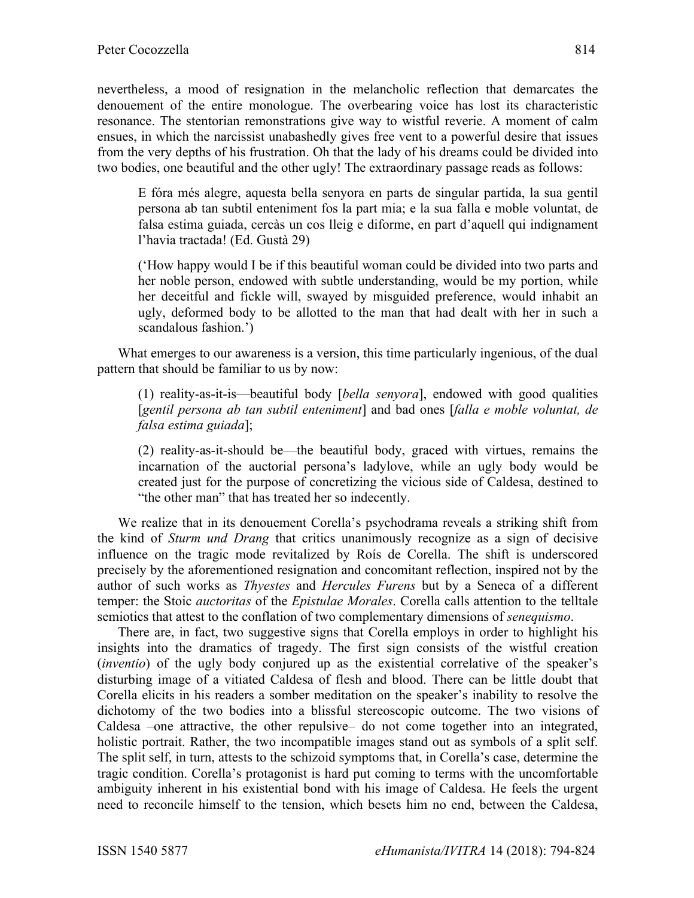nevertheless, a mood of resignation in the melancholic reflection that demarcates the denouement of the entire monologue. The overbearing voice has lost its characteristic resonance. The stentorian remonstrations give way to wistful reverie. A moment of calm ensues, in which the narcissist unabashedly gives free vent to a powerful desire that issues from the very depths of his frustration. Oh that the lady of his dreams could be divided into two bodies, one beautiful and the other ugly! The extraordinary passage reads as follows:

> E fóra més alegre, aquesta bella senyora en parts de singular partida, la sua gentil persona ab tan subtil enteniment fos la part mia; e la sua falla e moble voluntat, de falsa estima guiada, cercàs un cos lleig e diforme, en part d'aquell qui indignament l'havia tractada! (Ed. Gustà 29)
>
> ('How happy would I be if this beautiful woman could be divided into two parts and her noble person, endowed with subtle understanding, would be my portion, while her deceitful and fickle will, swayed by misguided preference, would inhabit an ugly, deformed body to be allotted to the man that had dealt with her in such a scandalous fashion.')

What emerges to our awareness is a version, this time particularly ingenious, of the dual pattern that should be familiar to us by now:

> (1) reality-as-it-is—beautiful body [*bella senyora*], endowed with good qualities [*gentil persona ab tan subtil enteniment*] and bad ones [*falla e moble voluntat, de falsa estima guiada*];
>
> (2) reality-as-it-should be—the beautiful body, graced with virtues, remains the incarnation of the auctorial persona's ladylove, while an ugly body would be created just for the purpose of concretizing the vicious side of Caldesa, destined to "the other man" that has treated her so indecently.

We realize that in its denouement Corella's psychodrama reveals a striking shift from the kind of *Sturm und Drang* that critics unanimously recognize as a sign of decisive influence on the tragic mode revitalized by Roís de Corella. The shift is underscored precisely by the aforementioned resignation and concomitant reflection, inspired not by the author of such works as *Thyestes* and *Hercules Furens* but by a Seneca of a different temper: the Stoic *auctoritas* of the *Epistulae Morales*. Corella calls attention to the telltale semiotics that attest to the conflation of two complementary dimensions of *senequismo*.

There are, in fact, two suggestive signs that Corella employs in order to highlight his insights into the dramatics of tragedy. The first sign consists of the wistful creation (*inventio*) of the ugly body conjured up as the existential correlative of the speaker's disturbing image of a vitiated Caldesa of flesh and blood. There can be little doubt that Corella elicits in his readers a somber meditation on the speaker's inability to resolve the dichotomy of the two bodies into a blissful stereoscopic outcome. The two visions of Caldesa –one attractive, the other repulsive– do not come together into an integrated, holistic portrait. Rather, the two incompatible images stand out as symbols of a split self. The split self, in turn, attests to the schizoid symptoms that, in Corella's case, determine the tragic condition. Corella's protagonist is hard put coming to terms with the uncomfortable ambiguity inherent in his existential bond with his image of Caldesa. He feels the urgent need to reconcile himself to the tension, which besets him no end, between the Caldesa,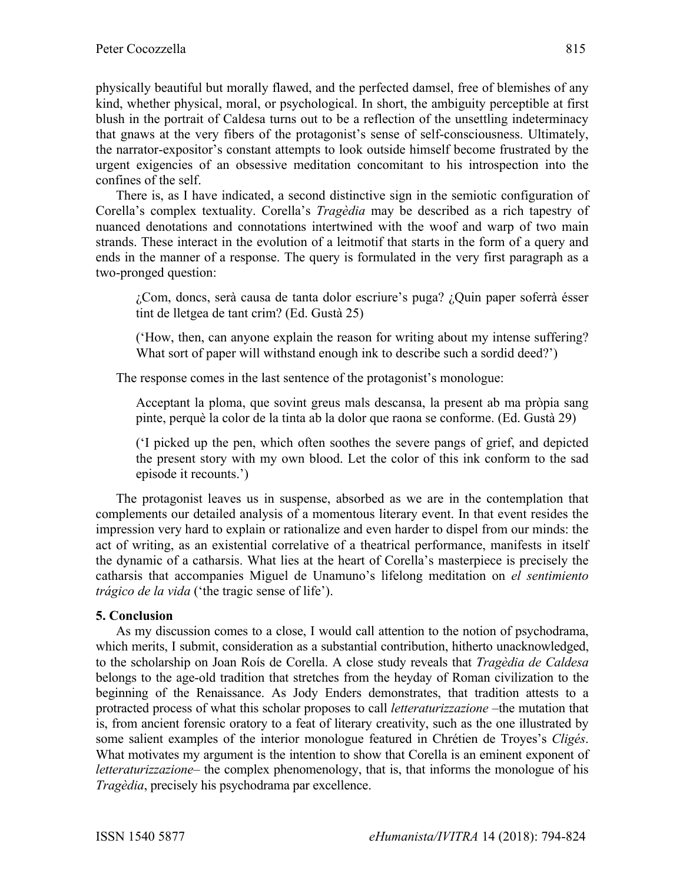physically beautiful but morally flawed, and the perfected damsel, free of blemishes of any kind, whether physical, moral, or psychological. In short, the ambiguity perceptible at first blush in the portrait of Caldesa turns out to be a reflection of the unsettling indeterminacy that gnaws at the very fibers of the protagonist's sense of self-consciousness. Ultimately, the narrator-expositor's constant attempts to look outside himself become frustrated by the urgent exigencies of an obsessive meditation concomitant to his introspection into the confines of the self.

There is, as I have indicated, a second distinctive sign in the semiotic configuration of Corella's complex textuality. Corella's *Tragèdia* may be described as a rich tapestry of nuanced denotations and connotations intertwined with the woof and warp of two main strands. These interact in the evolution of a leitmotif that starts in the form of a query and ends in the manner of a response. The query is formulated in the very first paragraph as a two-pronged question:

> ¿Com, doncs, serà causa de tanta dolor escriure's puga? ¿Quin paper soferrà ésser tint de lletgea de tant crim? (Ed. Gustà 25)
>
> ('How, then, can anyone explain the reason for writing about my intense suffering? What sort of paper will withstand enough ink to describe such a sordid deed?')

The response comes in the last sentence of the protagonist's monologue:

> Acceptant la ploma, que sovint greus mals descansa, la present ab ma pròpia sang pinte, perquè la color de la tinta ab la dolor que raona se conforme. (Ed. Gustà 29)
>
> ('I picked up the pen, which often soothes the severe pangs of grief, and depicted the present story with my own blood. Let the color of this ink conform to the sad episode it recounts.')

The protagonist leaves us in suspense, absorbed as we are in the contemplation that complements our detailed analysis of a momentous literary event. In that event resides the impression very hard to explain or rationalize and even harder to dispel from our minds: the act of writing, as an existential correlative of a theatrical performance, manifests in itself the dynamic of a catharsis. What lies at the heart of Corella's masterpiece is precisely the catharsis that accompanies Miguel de Unamuno's lifelong meditation on *el sentimiento trágico de la vida* ('the tragic sense of life').

## 5. Conclusion

As my discussion comes to a close, I would call attention to the notion of psychodrama, which merits, I submit, consideration as a substantial contribution, hitherto unacknowledged, to the scholarship on Joan Roís de Corella. A close study reveals that *Tragèdia de Caldesa* belongs to the age-old tradition that stretches from the heyday of Roman civilization to the beginning of the Renaissance. As Jody Enders demonstrates, that tradition attests to a protracted process of what this scholar proposes to call *letteraturizzazione* –the mutation that is, from ancient forensic oratory to a feat of literary creativity, such as the one illustrated by some salient examples of the interior monologue featured in Chrétien de Troyes's *Cligés*. What motivates my argument is the intention to show that Corella is an eminent exponent of *letteraturizzazione*– the complex phenomenology, that is, that informs the monologue of his *Tragèdia*, precisely his psychodrama par excellence.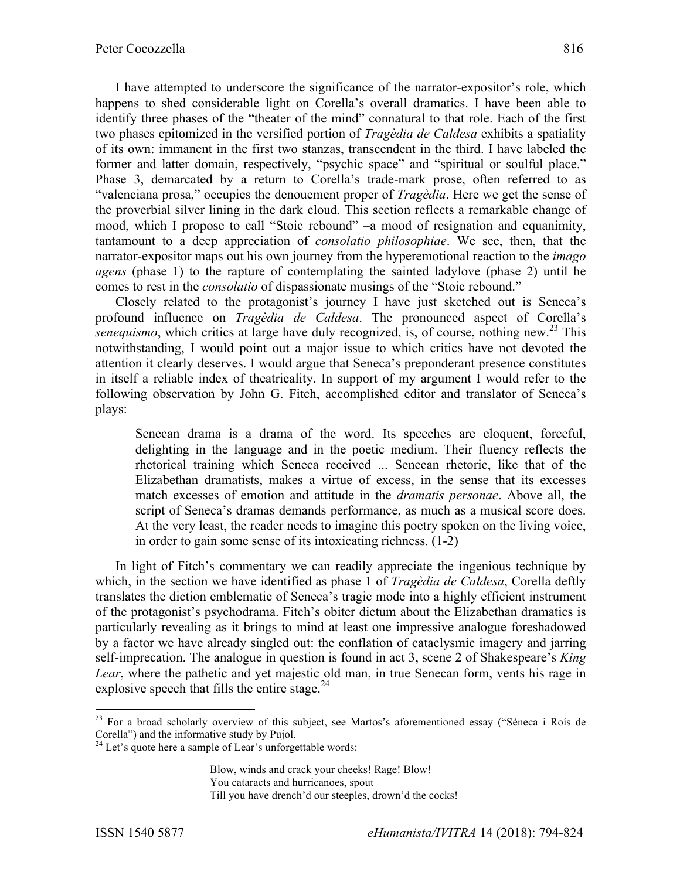I have attempted to underscore the significance of the narrator-expositor's role, which happens to shed considerable light on Corella's overall dramatics. I have been able to identify three phases of the "theater of the mind" connatural to that role. Each of the first two phases epitomized in the versified portion of *Tragèdia de Caldesa* exhibits a spatiality of its own: immanent in the first two stanzas, transcendent in the third. I have labeled the former and latter domain, respectively, "psychic space" and "spiritual or soulful place." Phase 3, demarcated by a return to Corella's trade-mark prose, often referred to as "valenciana prosa," occupies the denouement proper of *Tragèdia*. Here we get the sense of the proverbial silver lining in the dark cloud. This section reflects a remarkable change of mood, which I propose to call "Stoic rebound" –a mood of resignation and equanimity, tantamount to a deep appreciation of *consolatio philosophiae*. We see, then, that the narrator-expositor maps out his own journey from the hyperemotional reaction to the *imago agens* (phase 1) to the rapture of contemplating the sainted ladylove (phase 2) until he comes to rest in the *consolatio* of dispassionate musings of the "Stoic rebound."

Closely related to the protagonist's journey I have just sketched out is Seneca's profound influence on *Tragèdia de Caldesa*. The pronounced aspect of Corella's *senequismo*, which critics at large have duly recognized, is, of course, nothing new.[23] This notwithstanding, I would point out a major issue to which critics have not devoted the attention it clearly deserves. I would argue that Seneca's preponderant presence constitutes in itself a reliable index of theatricality. In support of my argument I would refer to the following observation by John G. Fitch, accomplished editor and translator of Seneca's plays:

> Senecan drama is a drama of the word. Its speeches are eloquent, forceful, delighting in the language and in the poetic medium. Their fluency reflects the rhetorical training which Seneca received ... Senecan rhetoric, like that of the Elizabethan dramatists, makes a virtue of excess, in the sense that its excesses match excesses of emotion and attitude in the *dramatis personae*. Above all, the script of Seneca's dramas demands performance, as much as a musical score does. At the very least, the reader needs to imagine this poetry spoken on the living voice, in order to gain some sense of its intoxicating richness. (1-2)

In light of Fitch's commentary we can readily appreciate the ingenious technique by which, in the section we have identified as phase 1 of *Tragèdia de Caldesa*, Corella deftly translates the diction emblematic of Seneca's tragic mode into a highly efficient instrument of the protagonist's psychodrama. Fitch's obiter dictum about the Elizabethan dramatics is particularly revealing as it brings to mind at least one impressive analogue foreshadowed by a factor we have already singled out: the conflation of cataclysmic imagery and jarring self-imprecation. The analogue in question is found in act 3, scene 2 of Shakespeare's *King Lear*, where the pathetic and yet majestic old man, in true Senecan form, vents his rage in explosive speech that fills the entire stage.[24]

---

[23] For a broad scholarly overview of this subject, see Martos's aforementioned essay ("Sèneca i Roís de Corella") and the informative study by Pujol.

[24] Let's quote here a sample of Lear's unforgettable words:

> Blow, winds and crack your cheeks! Rage! Blow!
> You cataracts and hurricanoes, spout
> Till you have drench'd our steeples, drown'd the cocks!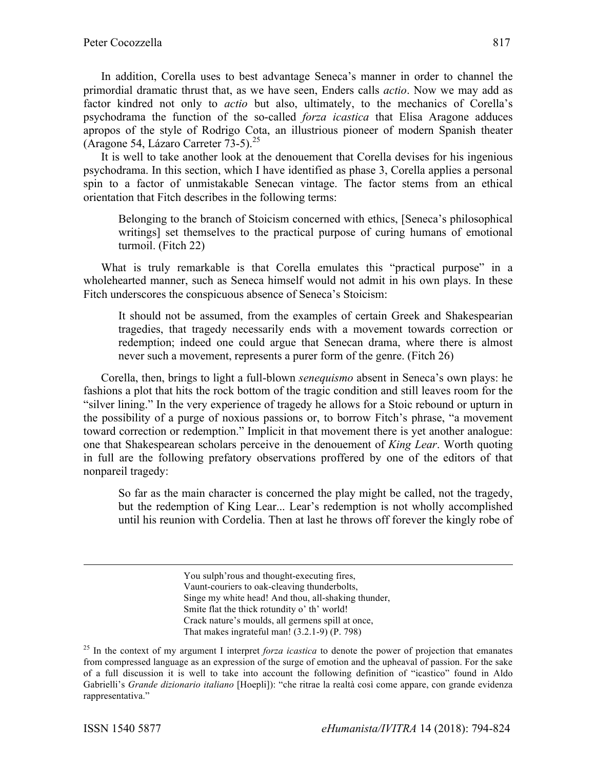In addition, Corella uses to best advantage Seneca's manner in order to channel the primordial dramatic thrust that, as we have seen, Enders calls *actio*. Now we may add as factor kindred not only to *actio* but also, ultimately, to the mechanics of Corella's psychodrama the function of the so-called *forza icastica* that Elisa Aragone adduces apropos of the style of Rodrigo Cota, an illustrious pioneer of modern Spanish theater (Aragone 54, Lázaro Carreter 73-5).[25]

It is well to take another look at the denouement that Corella devises for his ingenious psychodrama. In this section, which I have identified as phase 3, Corella applies a personal spin to a factor of unmistakable Senecan vintage. The factor stems from an ethical orientation that Fitch describes in the following terms:

> Belonging to the branch of Stoicism concerned with ethics, [Seneca's philosophical writings] set themselves to the practical purpose of curing humans of emotional turmoil. (Fitch 22)

What is truly remarkable is that Corella emulates this "practical purpose" in a wholehearted manner, such as Seneca himself would not admit in his own plays. In these Fitch underscores the conspicuous absence of Seneca's Stoicism:

> It should not be assumed, from the examples of certain Greek and Shakespearian tragedies, that tragedy necessarily ends with a movement towards correction or redemption; indeed one could argue that Senecan drama, where there is almost never such a movement, represents a purer form of the genre. (Fitch 26)

Corella, then, brings to light a full-blown *senequismo* absent in Seneca's own plays: he fashions a plot that hits the rock bottom of the tragic condition and still leaves room for the "silver lining." In the very experience of tragedy he allows for a Stoic rebound or upturn in the possibility of a purge of noxious passions or, to borrow Fitch's phrase, "a movement toward correction or redemption." Implicit in that movement there is yet another analogue: one that Shakespearean scholars perceive in the denouement of *King Lear*. Worth quoting in full are the following prefatory observations proffered by one of the editors of that nonpareil tragedy:

> So far as the main character is concerned the play might be called, not the tragedy, but the redemption of King Lear... Lear's redemption is not wholly accomplished until his reunion with Cordelia. Then at last he throws off forever the kingly robe of

---

> You sulph'rous and thought-executing fires,
> Vaunt-couriers to oak-cleaving thunderbolts,
> Singe my white head! And thou, all-shaking thunder,
> Smite flat the thick rotundity o' th' world!
> Crack nature's moulds, all germens spill at once,
> That makes ingrateful man! (3.2.1-9) (P. 798)

[25] In the context of my argument I interpret *forza icastica* to denote the power of projection that emanates from compressed language as an expression of the surge of emotion and the upheaval of passion. For the sake of a full discussion it is well to take into account the following definition of "icastico" found in Aldo Gabrielli's *Grande dizionario italiano* [Hoepli]): "che ritrae la realtà così come appare, con grande evidenza rappresentativa."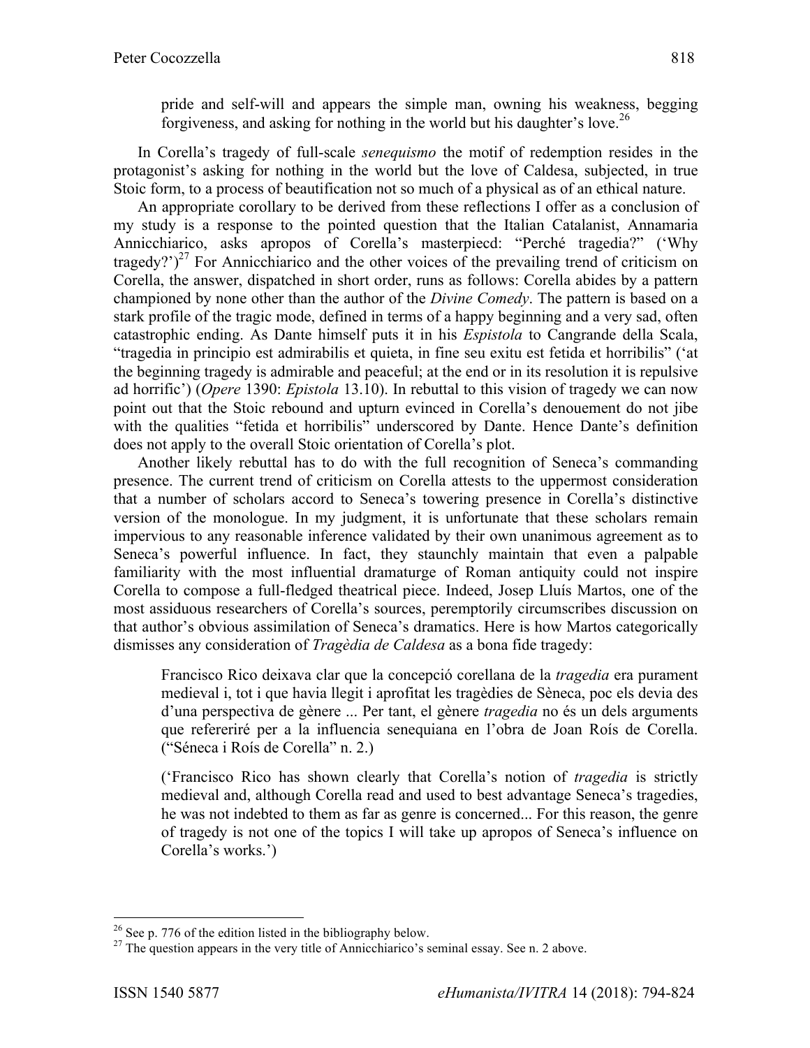> pride and self-will and appears the simple man, owning his weakness, begging forgiveness, and asking for nothing in the world but his daughter's love.[26]

In Corella's tragedy of full-scale *senequismo* the motif of redemption resides in the protagonist's asking for nothing in the world but the love of Caldesa, subjected, in true Stoic form, to a process of beautification not so much of a physical as of an ethical nature.

An appropriate corollary to be derived from these reflections I offer as a conclusion of my study is a response to the pointed question that the Italian Catalanist, Annamaria Annicchiarico, asks apropos of Corella's masterpiecd: "Perché tragedia?" ('Why tragedy?')[27] For Annicchiarico and the other voices of the prevailing trend of criticism on Corella, the answer, dispatched in short order, runs as follows: Corella abides by a pattern championed by none other than the author of the *Divine Comedy*. The pattern is based on a stark profile of the tragic mode, defined in terms of a happy beginning and a very sad, often catastrophic ending. As Dante himself puts it in his *Espistola* to Cangrande della Scala, "tragedia in principio est admirabilis et quieta, in fine seu exitu est fetida et horribilis" ('at the beginning tragedy is admirable and peaceful; at the end or in its resolution it is repulsive ad horrific') (*Opere* 1390: *Epistola* 13.10). In rebuttal to this vision of tragedy we can now point out that the Stoic rebound and upturn evinced in Corella's denouement do not jibe with the qualities "fetida et horribilis" underscored by Dante. Hence Dante's definition does not apply to the overall Stoic orientation of Corella's plot.

Another likely rebuttal has to do with the full recognition of Seneca's commanding presence. The current trend of criticism on Corella attests to the uppermost consideration that a number of scholars accord to Seneca's towering presence in Corella's distinctive version of the monologue. In my judgment, it is unfortunate that these scholars remain impervious to any reasonable inference validated by their own unanimous agreement as to Seneca's powerful influence. In fact, they staunchly maintain that even a palpable familiarity with the most influential dramaturge of Roman antiquity could not inspire Corella to compose a full-fledged theatrical piece. Indeed, Josep Lluís Martos, one of the most assiduous researchers of Corella's sources, peremptorily circumscribes discussion on that author's obvious assimilation of Seneca's dramatics. Here is how Martos categorically dismisses any consideration of *Tragèdia de Caldesa* as a bona fide tragedy:

> Francisco Rico deixava clar que la concepció corellana de la *tragedia* era purament medieval i, tot i que havia llegit i aprofitat les tragèdies de Sèneca, poc els devia des d'una perspectiva de gènere ... Per tant, el gènere *tragedia* no és un dels arguments que refereriré per a la influencia senequiana en l'obra de Joan Roís de Corella. ("Séneca i Roís de Corella" n. 2.)

> ('Francisco Rico has shown clearly that Corella's notion of *tragedia* is strictly medieval and, although Corella read and used to best advantage Seneca's tragedies, he was not indebted to them as far as genre is concerned... For this reason, the genre of tragedy is not one of the topics I will take up apropos of Seneca's influence on Corella's works.')

---

[26] See p. 776 of the edition listed in the bibliography below.

[27] The question appears in the very title of Annicchiarico's seminal essay. See n. 2 above.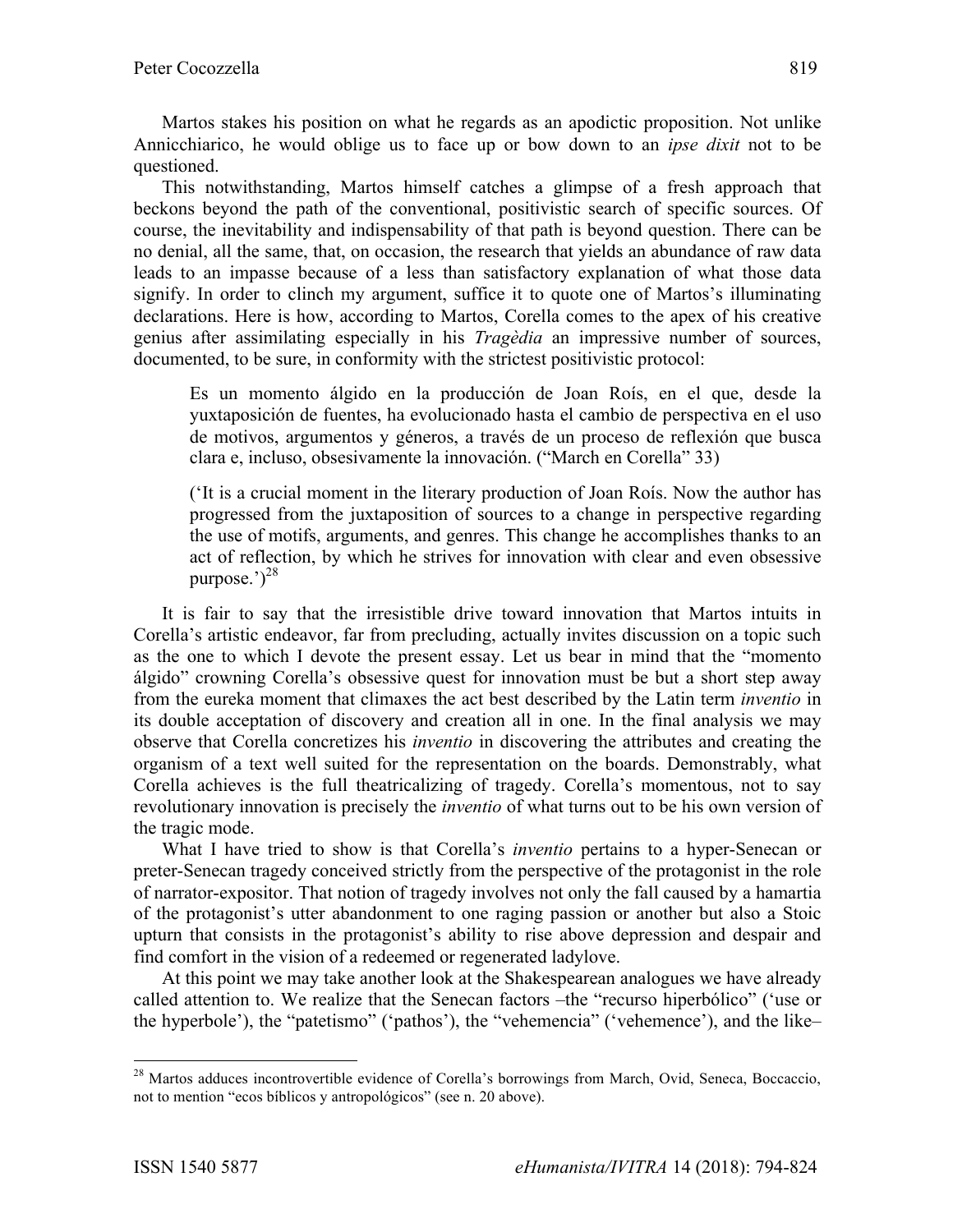Martos stakes his position on what he regards as an apodictic proposition. Not unlike Annicchiarico, he would oblige us to face up or bow down to an *ipse dixit* not to be questioned.

This notwithstanding, Martos himself catches a glimpse of a fresh approach that beckons beyond the path of the conventional, positivistic search of specific sources. Of course, the inevitability and indispensability of that path is beyond question. There can be no denial, all the same, that, on occasion, the research that yields an abundance of raw data leads to an impasse because of a less than satisfactory explanation of what those data signify. In order to clinch my argument, suffice it to quote one of Martos's illuminating declarations. Here is how, according to Martos, Corella comes to the apex of his creative genius after assimilating especially in his *Tragèdia* an impressive number of sources, documented, to be sure, in conformity with the strictest positivistic protocol:

> Es un momento álgido en la producción de Joan Roís, en el que, desde la yuxtaposición de fuentes, ha evolucionado hasta el cambio de perspectiva en el uso de motivos, argumentos y géneros, a través de un proceso de reflexión que busca clara e, incluso, obsesivamente la innovación. ("March en Corella" 33)
>
> ('It is a crucial moment in the literary production of Joan Roís. Now the author has progressed from the juxtaposition of sources to a change in perspective regarding the use of motifs, arguments, and genres. This change he accomplishes thanks to an act of reflection, by which he strives for innovation with clear and even obsessive purpose.')[28]

It is fair to say that the irresistible drive toward innovation that Martos intuits in Corella's artistic endeavor, far from precluding, actually invites discussion on a topic such as the one to which I devote the present essay. Let us bear in mind that the "momento álgido" crowning Corella's obsessive quest for innovation must be but a short step away from the eureka moment that climaxes the act best described by the Latin term *inventio* in its double acceptation of discovery and creation all in one. In the final analysis we may observe that Corella concretizes his *inventio* in discovering the attributes and creating the organism of a text well suited for the representation on the boards. Demonstrably, what Corella achieves is the full theatricalizing of tragedy. Corella's momentous, not to say revolutionary innovation is precisely the *inventio* of what turns out to be his own version of the tragic mode.

What I have tried to show is that Corella's *inventio* pertains to a hyper-Senecan or preter-Senecan tragedy conceived strictly from the perspective of the protagonist in the role of narrator-expositor. That notion of tragedy involves not only the fall caused by a hamartia of the protagonist's utter abandonment to one raging passion or another but also a Stoic upturn that consists in the protagonist's ability to rise above depression and despair and find comfort in the vision of a redeemed or regenerated ladylove.

At this point we may take another look at the Shakespearean analogues we have already called attention to. We realize that the Senecan factors –the "recurso hiperbólico" ('use or the hyperbole'), the "patetismo" ('pathos'), the "vehemencia" ('vehemence'), and the like–

---

[28] Martos adduces incontrovertible evidence of Corella's borrowings from March, Ovid, Seneca, Boccaccio, not to mention "ecos bíblicos y antropológicos" (see n. 20 above).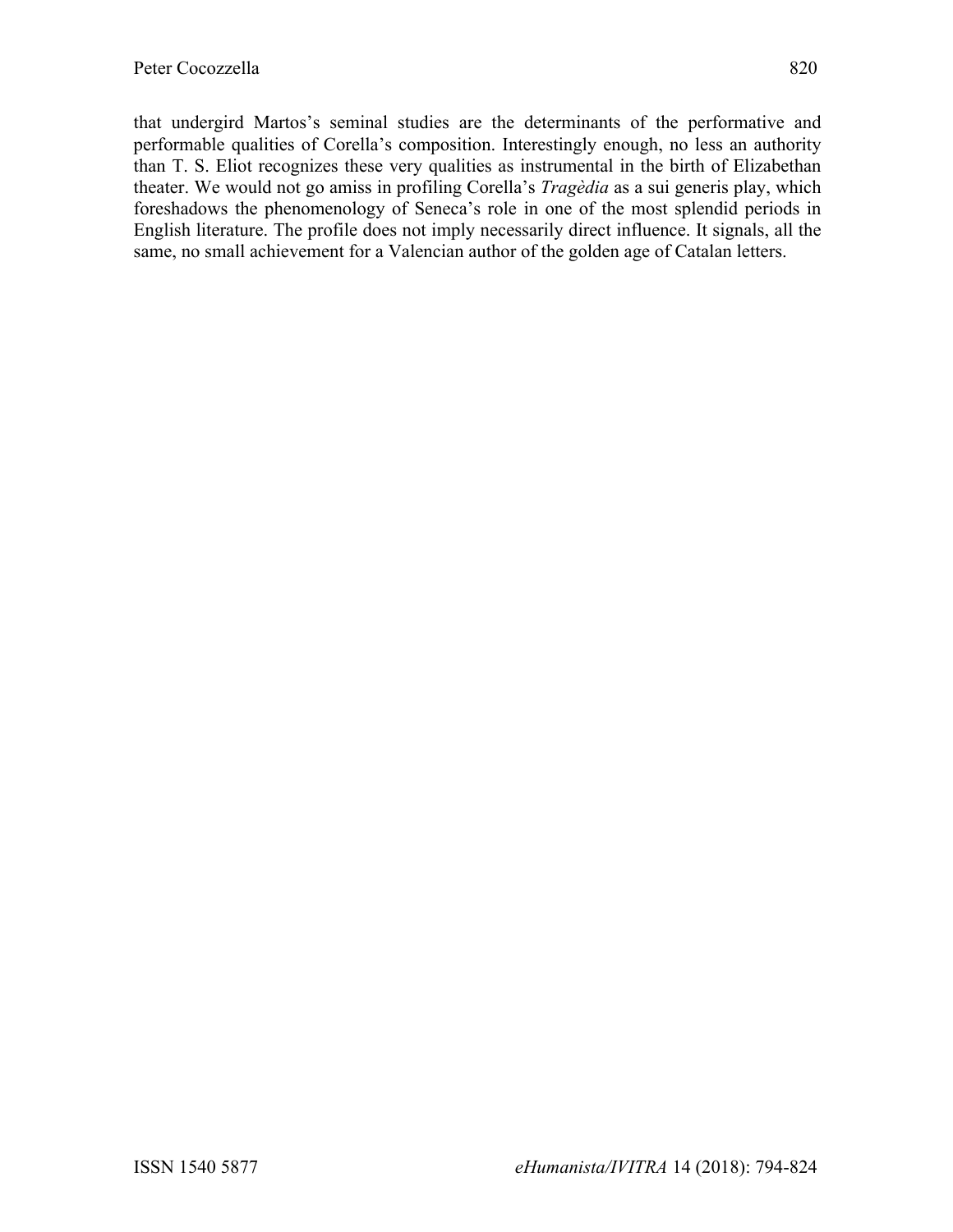that undergird Martos's seminal studies are the determinants of the performative and performable qualities of Corella's composition. Interestingly enough, no less an authority than T. S. Eliot recognizes these very qualities as instrumental in the birth of Elizabethan theater. We would not go amiss in profiling Corella's *Tragèdia* as a sui generis play, which foreshadows the phenomenology of Seneca's role in one of the most splendid periods in English literature. The profile does not imply necessarily direct influence. It signals, all the same, no small achievement for a Valencian author of the golden age of Catalan letters.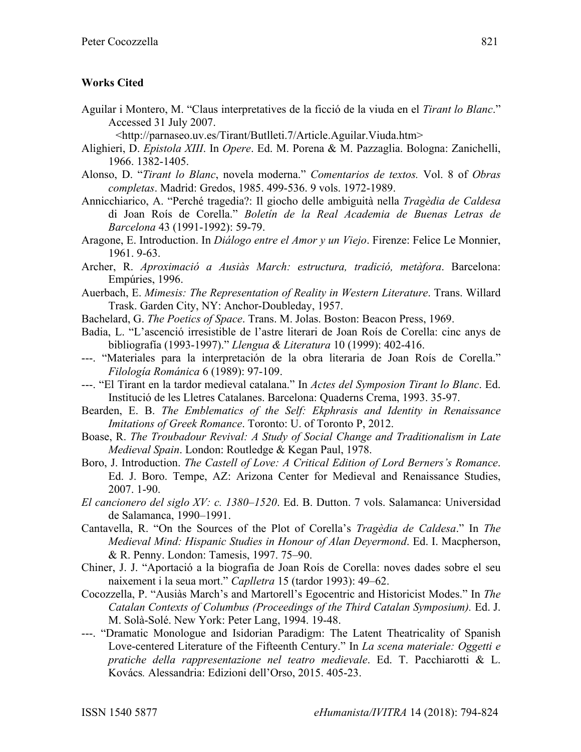**Works Cited**

Aguilar i Montero, M. "Claus interpretatives de la ficció de la viuda en el *Tirant lo Blanc*." Accessed 31 July 2007. <http://parnaseo.uv.es/Tirant/Butlleti.7/Article.Aguilar.Viuda.htm>

Alighieri, D. *Epistola XIII*. In *Opere*. Ed. M. Porena & M. Pazzaglia. Bologna: Zanichelli, 1966. 1382-1405.

Alonso, D. "*Tirant lo Blanc*, novela moderna." *Comentarios de textos.* Vol. 8 of *Obras completas*. Madrid: Gredos, 1985. 499-536. 9 vols. 1972-1989.

Annicchiarico, A. "Perché tragedia?: Il giocho delle ambiguità nella *Tragèdia de Caldesa* di Joan Roís de Corella." *Boletín de la Real Academia de Buenas Letras de Barcelona* 43 (1991-1992): 59-79.

Aragone, E. Introduction. In *Diálogo entre el Amor y un Viejo*. Firenze: Felice Le Monnier, 1961. 9-63.

Archer, R. *Aproximació a Ausiàs March: estructura, tradició, metàfora*. Barcelona: Empúries, 1996.

Auerbach, E. *Mimesis: The Representation of Reality in Western Literature*. Trans. Willard Trask. Garden City, NY: Anchor-Doubleday, 1957.

Bachelard, G. *The Poetics of Space*. Trans. M. Jolas. Boston: Beacon Press, 1969.

Badia, L. "L'ascenció irresistible de l'astre literari de Joan Roís de Corella: cinc anys de bibliografía (1993-1997)." *Llengua & Literatura* 10 (1999): 402-416.

---. "Materiales para la interpretación de la obra literaria de Joan Roís de Corella." *Filología Románica* 6 (1989): 97-109.

---. "El Tirant en la tardor medieval catalana." In *Actes del Symposion Tirant lo Blanc*. Ed. Institució de les Lletres Catalanes. Barcelona: Quaderns Crema, 1993. 35-97.

Bearden, E. B. *The Emblematics of the Self: Ekphrasis and Identity in Renaissance Imitations of Greek Romance*. Toronto: U. of Toronto P, 2012.

Boase, R. *The Troubadour Revival: A Study of Social Change and Traditionalism in Late Medieval Spain*. London: Routledge & Kegan Paul, 1978.

Boro, J. Introduction. *The Castell of Love: A Critical Edition of Lord Berners's Romance*. Ed. J. Boro. Tempe, AZ: Arizona Center for Medieval and Renaissance Studies, 2007. 1-90.

*El cancionero del siglo XV: c. 1380–1520*. Ed. B. Dutton. 7 vols. Salamanca: Universidad de Salamanca, 1990–1991.

Cantavella, R. "On the Sources of the Plot of Corella's *Tragèdia de Caldesa*." In *The Medieval Mind: Hispanic Studies in Honour of Alan Deyermond*. Ed. I. Macpherson, & R. Penny. London: Tamesis, 1997. 75–90.

Chiner, J. J. "Aportació a la biografia de Joan Roís de Corella: noves dades sobre el seu naixement i la seua mort." *Caplletra* 15 (tardor 1993): 49–62.

Cocozzella, P. "Ausiàs March's and Martorell's Egocentric and Historicist Modes." In *The Catalan Contexts of Columbus (Proceedings of the Third Catalan Symposium).* Ed. J. M. Solà-Solé. New York: Peter Lang, 1994. 19-48.

---. "Dramatic Monologue and Isidorian Paradigm: The Latent Theatricality of Spanish Love-centered Literature of the Fifteenth Century." In *La scena materiale: Oggetti e pratiche della rappresentazione nel teatro medievale*. Ed. T. Pacchiarotti & L. Kovács*.* Alessandria: Edizioni dell'Orso, 2015. 405-23.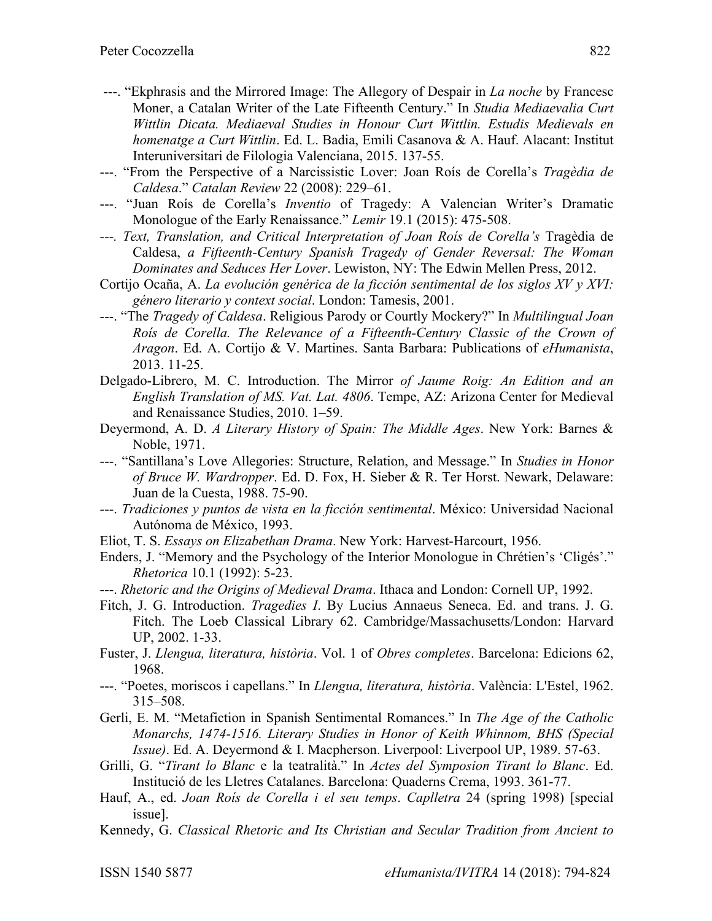---. "Ekphrasis and the Mirrored Image: The Allegory of Despair in *La noche* by Francesc Moner, a Catalan Writer of the Late Fifteenth Century." In *Studia Mediaevalia Curt Wittlin Dicata. Mediaeval Studies in Honour Curt Wittlin. Estudis Medievals en homenatge a Curt Wittlin*. Ed. L. Badia, Emili Casanova & A. Hauf. Alacant: Institut Interuniversitari de Filologia Valenciana, 2015. 137-55.

---. "From the Perspective of a Narcissistic Lover: Joan Roís de Corella's *Tragèdia de Caldesa*." *Catalan Review* 22 (2008): 229–61.

---. "Juan Roís de Corella's *Inventio* of Tragedy: A Valencian Writer's Dramatic Monologue of the Early Renaissance." *Lemir* 19.1 (2015): 475-508.

---. *Text, Translation, and Critical Interpretation of Joan Roís de Corella's* Tragèdia de Caldesa, *a Fifteenth-Century Spanish Tragedy of Gender Reversal: The Woman Dominates and Seduces Her Lover*. Lewiston, NY: The Edwin Mellen Press, 2012.

Cortijo Ocaña, A. *La evolución genérica de la ficción sentimental de los siglos XV y XVI: género literario y context social*. London: Tamesis, 2001.

---. "The *Tragedy of Caldesa*. Religious Parody or Courtly Mockery?" In *Multilingual Joan Roís de Corella. The Relevance of a Fifteenth-Century Classic of the Crown of Aragon*. Ed. A. Cortijo & V. Martines. Santa Barbara: Publications of *eHumanista*, 2013. 11-25.

Delgado-Librero, M. C. Introduction. The Mirror *of Jaume Roig: An Edition and an English Translation of MS. Vat. Lat. 4806*. Tempe, AZ: Arizona Center for Medieval and Renaissance Studies, 2010. 1–59.

Deyermond, A. D. *A Literary History of Spain: The Middle Ages*. New York: Barnes & Noble, 1971.

---. "Santillana's Love Allegories: Structure, Relation, and Message." In *Studies in Honor of Bruce W. Wardropper*. Ed. D. Fox, H. Sieber & R. Ter Horst. Newark, Delaware: Juan de la Cuesta, 1988. 75-90.

---. *Tradiciones y puntos de vista en la ficción sentimental*. México: Universidad Nacional Autónoma de México, 1993.

Eliot, T. S. *Essays on Elizabethan Drama*. New York: Harvest-Harcourt, 1956.

Enders, J. "Memory and the Psychology of the Interior Monologue in Chrétien's 'Cligés'." *Rhetorica* 10.1 (1992): 5-23.

---. *Rhetoric and the Origins of Medieval Drama*. Ithaca and London: Cornell UP, 1992.

Fitch, J. G. Introduction. *Tragedies I*. By Lucius Annaeus Seneca. Ed. and trans. J. G. Fitch. The Loeb Classical Library 62. Cambridge/Massachusetts/London: Harvard UP, 2002. 1-33.

Fuster, J. *Llengua, literatura, història*. Vol. 1 of *Obres completes*. Barcelona: Edicions 62, 1968.

---. "Poetes, moriscos i capellans." In *Llengua, literatura, història*. València: L'Estel, 1962. 315–508.

Gerli, E. M. "Metafiction in Spanish Sentimental Romances." In *The Age of the Catholic Monarchs, 1474-1516. Literary Studies in Honor of Keith Whinnom, BHS (Special Issue)*. Ed. A. Deyermond & I. Macpherson. Liverpool: Liverpool UP, 1989. 57-63.

Grilli, G. "*Tirant lo Blanc* e la teatralità." In *Actes del Symposion Tirant lo Blanc*. Ed. Institució de les Lletres Catalanes. Barcelona: Quaderns Crema, 1993. 361-77.

Hauf, A., ed. *Joan Roís de Corella i el seu temps*. *Caplletra* 24 (spring 1998) [special issue].

Kennedy, G. *Classical Rhetoric and Its Christian and Secular Tradition from Ancient to*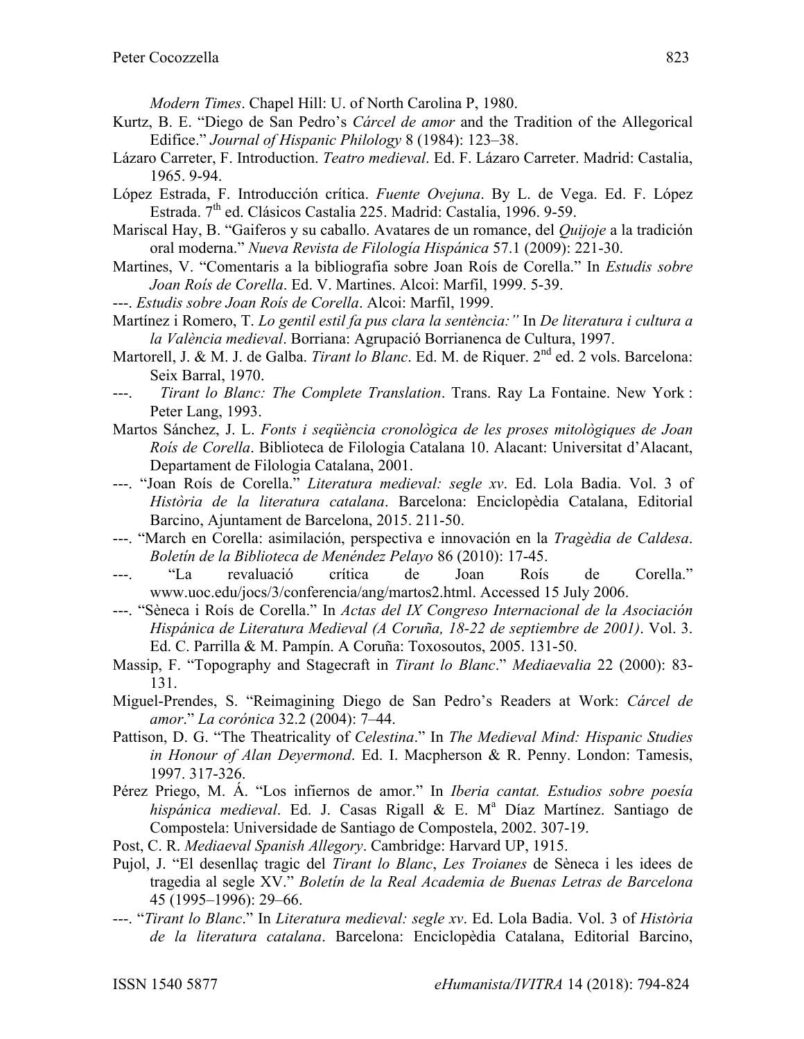*Modern Times*. Chapel Hill: U. of North Carolina P, 1980.

Kurtz, B. E. "Diego de San Pedro's *Cárcel de amor* and the Tradition of the Allegorical Edifice." *Journal of Hispanic Philology* 8 (1984): 123–38.

Lázaro Carreter, F. Introduction. *Teatro medieval*. Ed. F. Lázaro Carreter. Madrid: Castalia, 1965. 9-94.

López Estrada, F. Introducción crítica. *Fuente Ovejuna*. By L. de Vega. Ed. F. López Estrada. 7th ed. Clásicos Castalia 225. Madrid: Castalia, 1996. 9-59.

Mariscal Hay, B. "Gaiferos y su caballo. Avatares de un romance, del *Quijoje* a la tradición oral moderna." *Nueva Revista de Filología Hispánica* 57.1 (2009): 221-30.

Martines, V. "Comentaris a la bibliografia sobre Joan Roís de Corella." In *Estudis sobre Joan Roís de Corella*. Ed. V. Martines. Alcoi: Marfil, 1999. 5-39.

---. *Estudis sobre Joan Roís de Corella*. Alcoi: Marfil, 1999.

Martínez i Romero, T. *Lo gentil estil fa pus clara la sentència:"* In *De literatura i cultura a la València medieval*. Borriana: Agrupació Borrianenca de Cultura, 1997.

Martorell, J. & M. J. de Galba. *Tirant lo Blanc*. Ed. M. de Riquer. 2nd ed. 2 vols. Barcelona: Seix Barral, 1970.

---. *Tirant lo Blanc: The Complete Translation*. Trans. Ray La Fontaine. New York : Peter Lang, 1993.

Martos Sánchez, J. L. *Fonts i seqüència cronològica de les proses mitològiques de Joan Roís de Corella*. Biblioteca de Filologia Catalana 10. Alacant: Universitat d'Alacant, Departament de Filologia Catalana, 2001.

---. "Joan Roís de Corella." *Literatura medieval: segle xv*. Ed. Lola Badia. Vol. 3 of *Història de la literatura catalana*. Barcelona: Enciclopèdia Catalana, Editorial Barcino, Ajuntament de Barcelona, 2015. 211-50.

---. "March en Corella: asimilación, perspectiva e innovación en la *Tragèdia de Caldesa*. *Boletín de la Biblioteca de Menéndez Pelayo* 86 (2010): 17-45.

---. "La revaluació crítica de Joan Roís de Corella." www.uoc.edu/jocs/3/conferencia/ang/martos2.html. Accessed 15 July 2006.

---. "Sèneca i Roís de Corella." In *Actas del IX Congreso Internacional de la Asociación Hispánica de Literatura Medieval (A Coruña, 18-22 de septiembre de 2001)*. Vol. 3. Ed. C. Parrilla & M. Pampín. A Coruña: Toxosoutos, 2005. 131-50.

Massip, F. "Topography and Stagecraft in *Tirant lo Blanc*." *Mediaevalia* 22 (2000): 83-131.

Miguel-Prendes, S. "Reimagining Diego de San Pedro's Readers at Work: *Cárcel de amor*." *La corónica* 32.2 (2004): 7–44.

Pattison, D. G. "The Theatricality of *Celestina*." In *The Medieval Mind: Hispanic Studies in Honour of Alan Deyermond*. Ed. I. Macpherson & R. Penny. London: Tamesis, 1997. 317-326.

Pérez Priego, M. Á. "Los infiernos de amor." In *Iberia cantat. Estudios sobre poesía hispánica medieval*. Ed. J. Casas Rigall & E. Mª Díaz Martínez. Santiago de Compostela: Universidade de Santiago de Compostela, 2002. 307-19.

Post, C. R. *Mediaeval Spanish Allegory*. Cambridge: Harvard UP, 1915.

Pujol, J. "El desenllaç tragic del *Tirant lo Blanc*, *Les Troianes* de Sèneca i les idees de tragedia al segle XV." *Boletín de la Real Academia de Buenas Letras de Barcelona* 45 (1995–1996): 29–66.

---. "*Tirant lo Blanc*." In *Literatura medieval: segle xv*. Ed. Lola Badia. Vol. 3 of *Història de la literatura catalana*. Barcelona: Enciclopèdia Catalana, Editorial Barcino,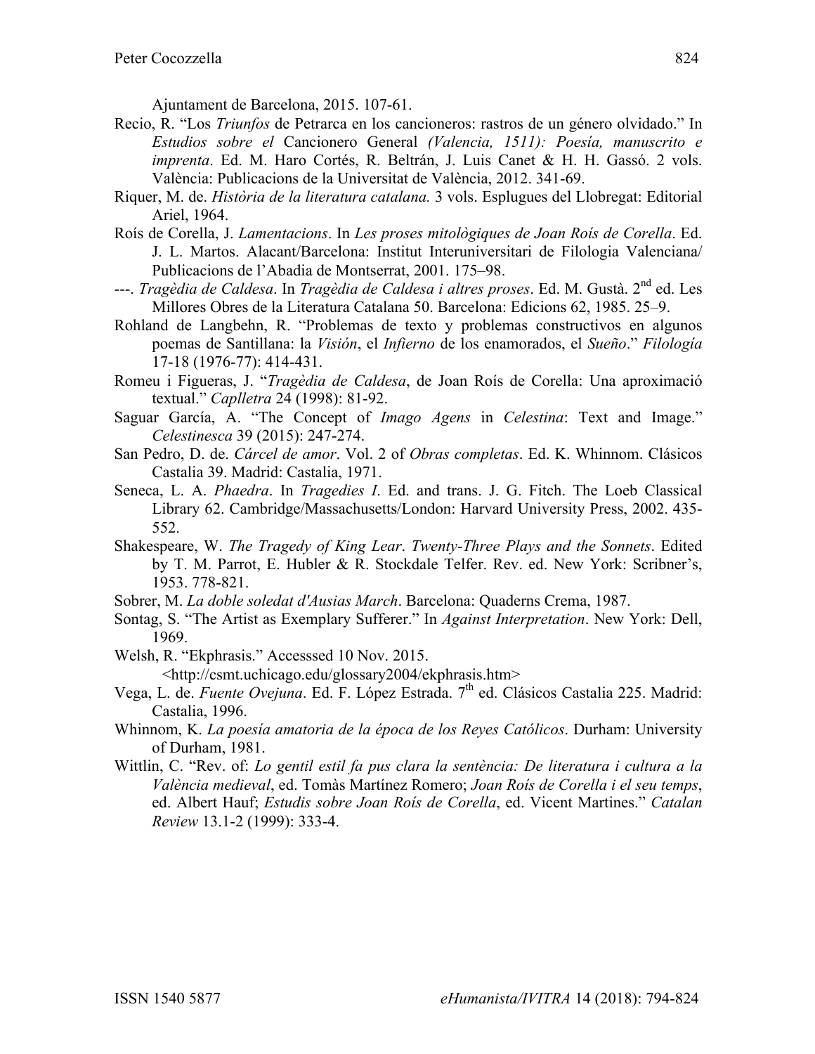Ajuntament de Barcelona, 2015. 107-61.

Recio, R. "Los *Triunfos* de Petrarca en los cancioneros: rastros de un género olvidado." In *Estudios sobre el* Cancionero General *(Valencia, 1511): Poesía, manuscrito e imprenta*. Ed. M. Haro Cortés, R. Beltrán, J. Luis Canet & H. H. Gassó. 2 vols. València: Publicacions de la Universitat de València, 2012. 341-69.

Riquer, M. de. *Història de la literatura catalana.* 3 vols. Esplugues del Llobregat: Editorial Ariel, 1964.

Roís de Corella, J. *Lamentacions*. In *Les proses mitològiques de Joan Roís de Corella*. Ed. J. L. Martos. Alacant/Barcelona: Institut Interuniversitari de Filologia Valenciana/ Publicacions de l'Abadia de Montserrat, 2001. 175–98.

---. *Tragèdia de Caldesa*. In *Tragèdia de Caldesa i altres proses*. Ed. M. Gustà. 2nd ed. Les Millores Obres de la Literatura Catalana 50. Barcelona: Edicions 62, 1985. 25–9.

Rohland de Langbehn, R. "Problemas de texto y problemas constructivos en algunos poemas de Santillana: la *Visión*, el *Infierno* de los enamorados, el *Sueño*." *Filología* 17-18 (1976-77): 414-431.

Romeu i Figueras, J. "*Tragèdia de Caldesa*, de Joan Roís de Corella: Una aproximació textual." *Caplletra* 24 (1998): 81-92.

Saguar García, A. "The Concept of *Imago Agens* in *Celestina*: Text and Image." *Celestinesca* 39 (2015): 247-274.

San Pedro, D. de. *Cárcel de amor*. Vol. 2 of *Obras completas*. Ed. K. Whinnom. Clásicos Castalia 39. Madrid: Castalia, 1971.

Seneca, L. A. *Phaedra*. In *Tragedies I*. Ed. and trans. J. G. Fitch. The Loeb Classical Library 62. Cambridge/Massachusetts/London: Harvard University Press, 2002. 435-552.

Shakespeare, W. *The Tragedy of King Lear*. *Twenty-Three Plays and the Sonnets*. Edited by T. M. Parrot, E. Hubler & R. Stockdale Telfer. Rev. ed. New York: Scribner's, 1953. 778-821.

Sobrer, M. *La doble soledat d'Ausias March*. Barcelona: Quaderns Crema, 1987.

Sontag, S. "The Artist as Exemplary Sufferer." In *Against Interpretation*. New York: Dell, 1969.

Welsh, R. "Ekphrasis." Accesssed 10 Nov. 2015. <http://csmt.uchicago.edu/glossary2004/ekphrasis.htm>

Vega, L. de. *Fuente Ovejuna*. Ed. F. López Estrada. 7th ed. Clásicos Castalia 225. Madrid: Castalia, 1996.

Whinnom, K. *La poesía amatoria de la época de los Reyes Católicos*. Durham: University of Durham, 1981.

Wittlin, C. "Rev. of: *Lo gentil estil fa pus clara la sentència: De literatura i cultura a la València medieval*, ed. Tomàs Martínez Romero; *Joan Roís de Corella i el seu temps*, ed. Albert Hauf; *Estudis sobre Joan Roís de Corella*, ed. Vicent Martines." *Catalan Review* 13.1-2 (1999): 333-4.